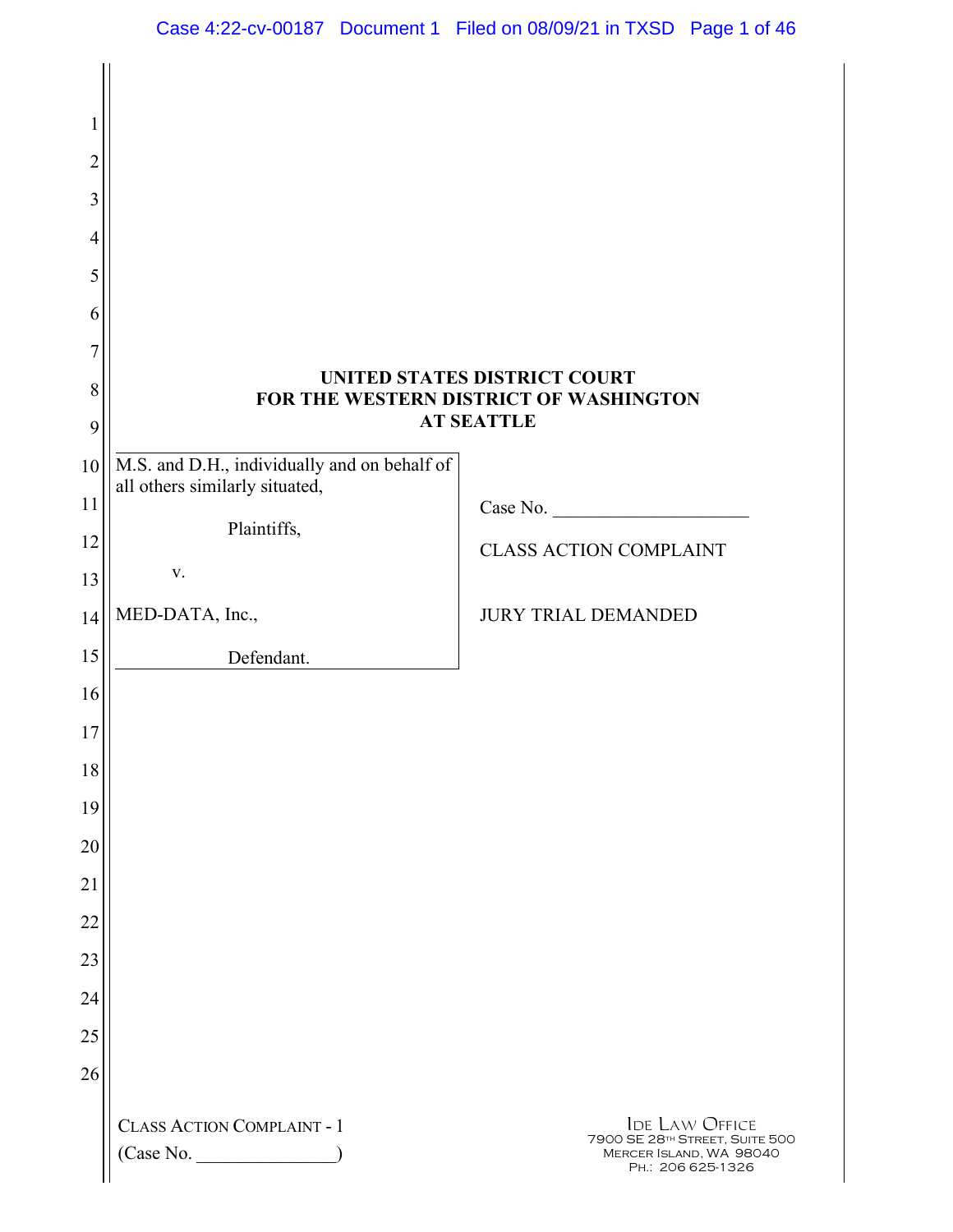**UNITED STATES DISTRICT COURT**
**FOR THE WESTERN DISTRICT OF WASHINGTON**
**AT SEATTLE**

| | |
|---|---|
| M.S. and D.H., individually and on behalf of all others similarly situated,<br><br>Plaintiffs,<br><br>v.<br><br>MED-DATA, Inc.,<br><br>Defendant. | Case No. ____________________<br><br>CLASS ACTION COMPLAINT<br><br>JURY TRIAL DEMANDED |

CLASS ACTION COMPLAINT - 1
(Case No. _______________)

IDE LAW OFFICE
7900 SE 28TH STREET, SUITE 500
MERCER ISLAND, WA 98040
PH.: 206 625-1326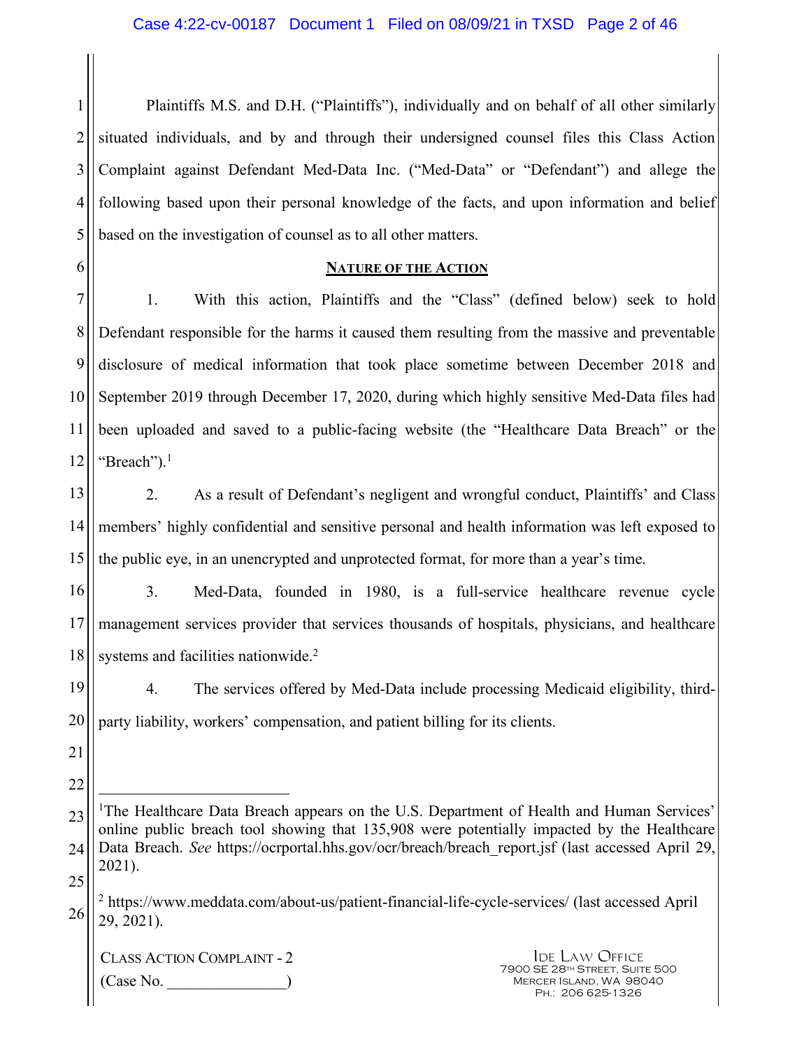Plaintiffs M.S. and D.H. ("Plaintiffs"), individually and on behalf of all other similarly situated individuals, and by and through their undersigned counsel files this Class Action Complaint against Defendant Med-Data Inc. ("Med-Data" or "Defendant") and allege the following based upon their personal knowledge of the facts, and upon information and belief based on the investigation of counsel as to all other matters.

## NATURE OF THE ACTION

1. With this action, Plaintiffs and the "Class" (defined below) seek to hold Defendant responsible for the harms it caused them resulting from the massive and preventable disclosure of medical information that took place sometime between December 2018 and September 2019 through December 17, 2020, during which highly sensitive Med-Data files had been uploaded and saved to a public-facing website (the "Healthcare Data Breach" or the "Breach").[1]

2. As a result of Defendant's negligent and wrongful conduct, Plaintiffs' and Class members' highly confidential and sensitive personal and health information was left exposed to the public eye, in an unencrypted and unprotected format, for more than a year's time.

3. Med-Data, founded in 1980, is a full-service healthcare revenue cycle management services provider that services thousands of hospitals, physicians, and healthcare systems and facilities nationwide.[2]

4. The services offered by Med-Data include processing Medicaid eligibility, third-party liability, workers' compensation, and patient billing for its clients.

---

[1] The Healthcare Data Breach appears on the U.S. Department of Health and Human Services' online public breach tool showing that 135,908 were potentially impacted by the Healthcare Data Breach. *See* https://ocrportal.hhs.gov/ocr/breach/breach_report.jsf (last accessed April 29, 2021).

[2] https://www.meddata.com/about-us/patient-financial-life-cycle-services/ (last accessed April 29, 2021).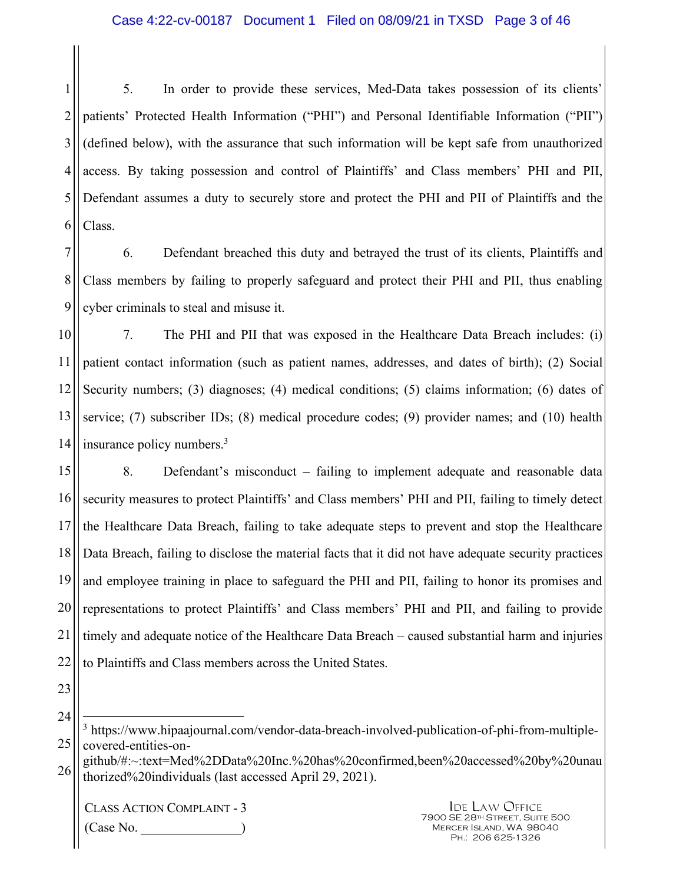5. In order to provide these services, Med-Data takes possession of its clients' patients' Protected Health Information ("PHI") and Personal Identifiable Information ("PII") (defined below), with the assurance that such information will be kept safe from unauthorized access. By taking possession and control of Plaintiffs' and Class members' PHI and PII, Defendant assumes a duty to securely store and protect the PHI and PII of Plaintiffs and the Class.

6. Defendant breached this duty and betrayed the trust of its clients, Plaintiffs and Class members by failing to properly safeguard and protect their PHI and PII, thus enabling cyber criminals to steal and misuse it.

7. The PHI and PII that was exposed in the Healthcare Data Breach includes: (i) patient contact information (such as patient names, addresses, and dates of birth); (2) Social Security numbers; (3) diagnoses; (4) medical conditions; (5) claims information; (6) dates of service; (7) subscriber IDs; (8) medical procedure codes; (9) provider names; and (10) health insurance policy numbers.[3]

8. Defendant's misconduct – failing to implement adequate and reasonable data security measures to protect Plaintiffs' and Class members' PHI and PII, failing to timely detect the Healthcare Data Breach, failing to take adequate steps to prevent and stop the Healthcare Data Breach, failing to disclose the material facts that it did not have adequate security practices and employee training in place to safeguard the PHI and PII, failing to honor its promises and representations to protect Plaintiffs' and Class members' PHI and PII, and failing to provide timely and adequate notice of the Healthcare Data Breach – caused substantial harm and injuries to Plaintiffs and Class members across the United States.

---

[3] https://www.hipaajournal.com/vendor-data-breach-involved-publication-of-phi-from-multiple-covered-entities-on-github/#:~:text=Med%2DData%20Inc.%20has%20confirmed,been%20accessed%20by%20unauthorized%20individuals (last accessed April 29, 2021).

CLASS ACTION COMPLAINT - 3
(Case No. _______________)

IDE LAW OFFICE
7900 SE 28TH STREET, SUITE 500
MERCER ISLAND, WA 98040
PH.: 206 625-1326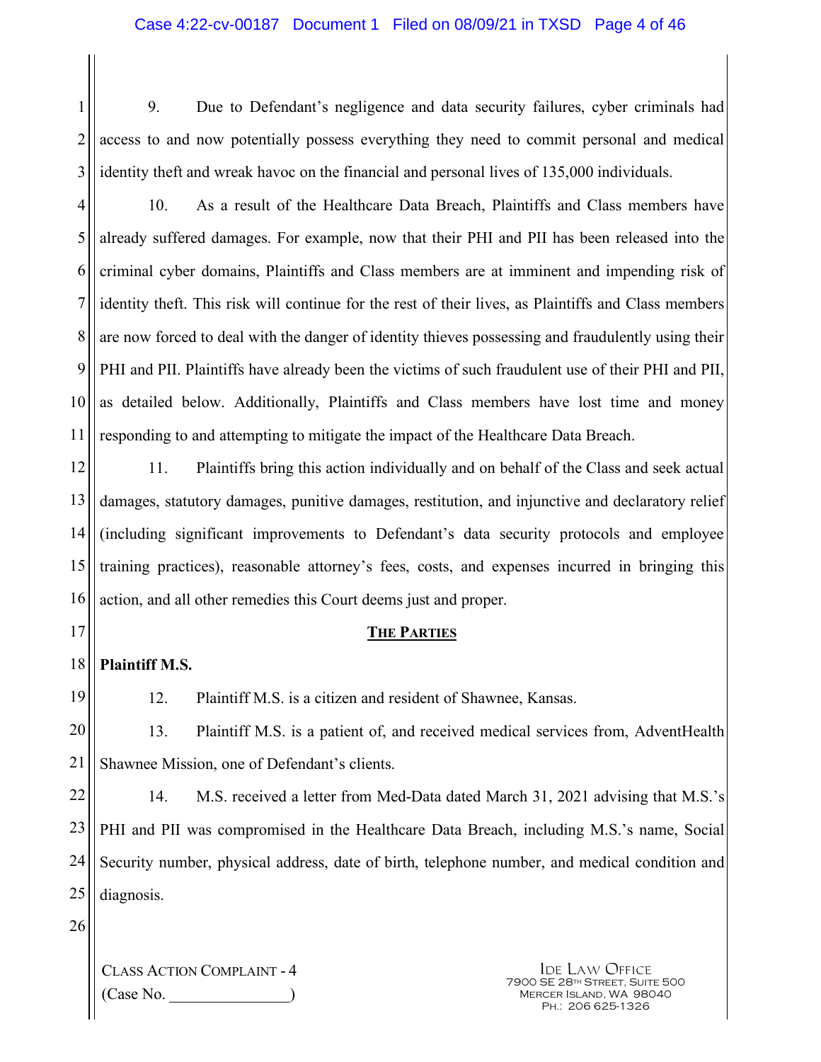9. Due to Defendant's negligence and data security failures, cyber criminals had access to and now potentially possess everything they need to commit personal and medical identity theft and wreak havoc on the financial and personal lives of 135,000 individuals.

10. As a result of the Healthcare Data Breach, Plaintiffs and Class members have already suffered damages. For example, now that their PHI and PII has been released into the criminal cyber domains, Plaintiffs and Class members are at imminent and impending risk of identity theft. This risk will continue for the rest of their lives, as Plaintiffs and Class members are now forced to deal with the danger of identity thieves possessing and fraudulently using their PHI and PII. Plaintiffs have already been the victims of such fraudulent use of their PHI and PII, as detailed below. Additionally, Plaintiffs and Class members have lost time and money responding to and attempting to mitigate the impact of the Healthcare Data Breach.

11. Plaintiffs bring this action individually and on behalf of the Class and seek actual damages, statutory damages, punitive damages, restitution, and injunctive and declaratory relief (including significant improvements to Defendant's data security protocols and employee training practices), reasonable attorney's fees, costs, and expenses incurred in bringing this action, and all other remedies this Court deems just and proper.

## THE PARTIES

**Plaintiff M.S.**

12. Plaintiff M.S. is a citizen and resident of Shawnee, Kansas.

13. Plaintiff M.S. is a patient of, and received medical services from, AdventHealth Shawnee Mission, one of Defendant's clients.

14. M.S. received a letter from Med-Data dated March 31, 2021 advising that M.S.'s PHI and PII was compromised in the Healthcare Data Breach, including M.S.'s name, Social Security number, physical address, date of birth, telephone number, and medical condition and diagnosis.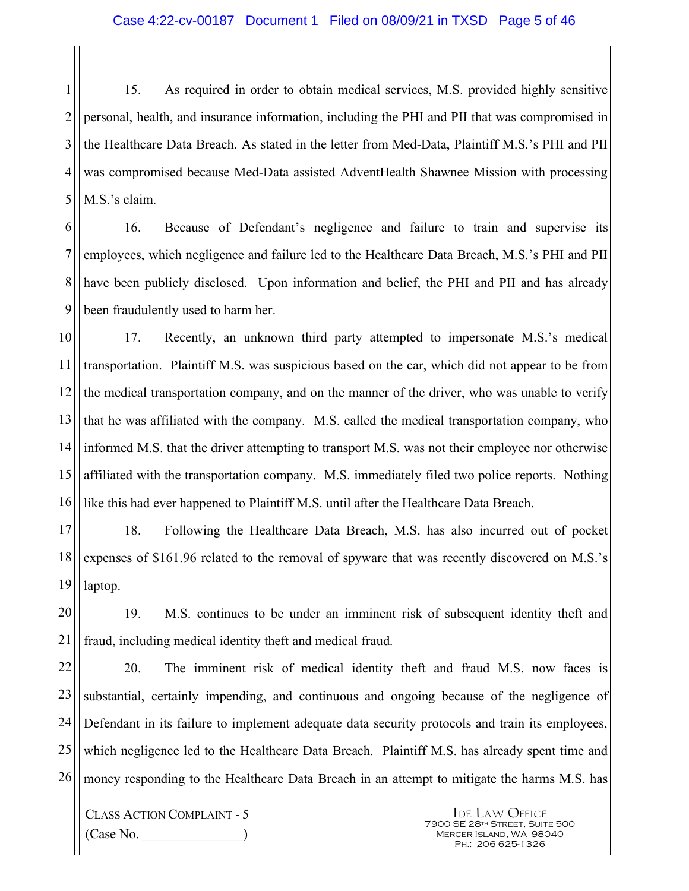15. As required in order to obtain medical services, M.S. provided highly sensitive personal, health, and insurance information, including the PHI and PII that was compromised in the Healthcare Data Breach. As stated in the letter from Med-Data, Plaintiff M.S.'s PHI and PII was compromised because Med-Data assisted AdventHealth Shawnee Mission with processing M.S.'s claim.

16. Because of Defendant's negligence and failure to train and supervise its employees, which negligence and failure led to the Healthcare Data Breach, M.S.'s PHI and PII have been publicly disclosed. Upon information and belief, the PHI and PII and has already been fraudulently used to harm her.

17. Recently, an unknown third party attempted to impersonate M.S.'s medical transportation. Plaintiff M.S. was suspicious based on the car, which did not appear to be from the medical transportation company, and on the manner of the driver, who was unable to verify that he was affiliated with the company. M.S. called the medical transportation company, who informed M.S. that the driver attempting to transport M.S. was not their employee nor otherwise affiliated with the transportation company. M.S. immediately filed two police reports. Nothing like this had ever happened to Plaintiff M.S. until after the Healthcare Data Breach.

18. Following the Healthcare Data Breach, M.S. has also incurred out of pocket expenses of $161.96 related to the removal of spyware that was recently discovered on M.S.'s laptop.

19. M.S. continues to be under an imminent risk of subsequent identity theft and fraud, including medical identity theft and medical fraud.

20. The imminent risk of medical identity theft and fraud M.S. now faces is substantial, certainly impending, and continuous and ongoing because of the negligence of Defendant in its failure to implement adequate data security protocols and train its employees, which negligence led to the Healthcare Data Breach. Plaintiff M.S. has already spent time and money responding to the Healthcare Data Breach in an attempt to mitigate the harms M.S. has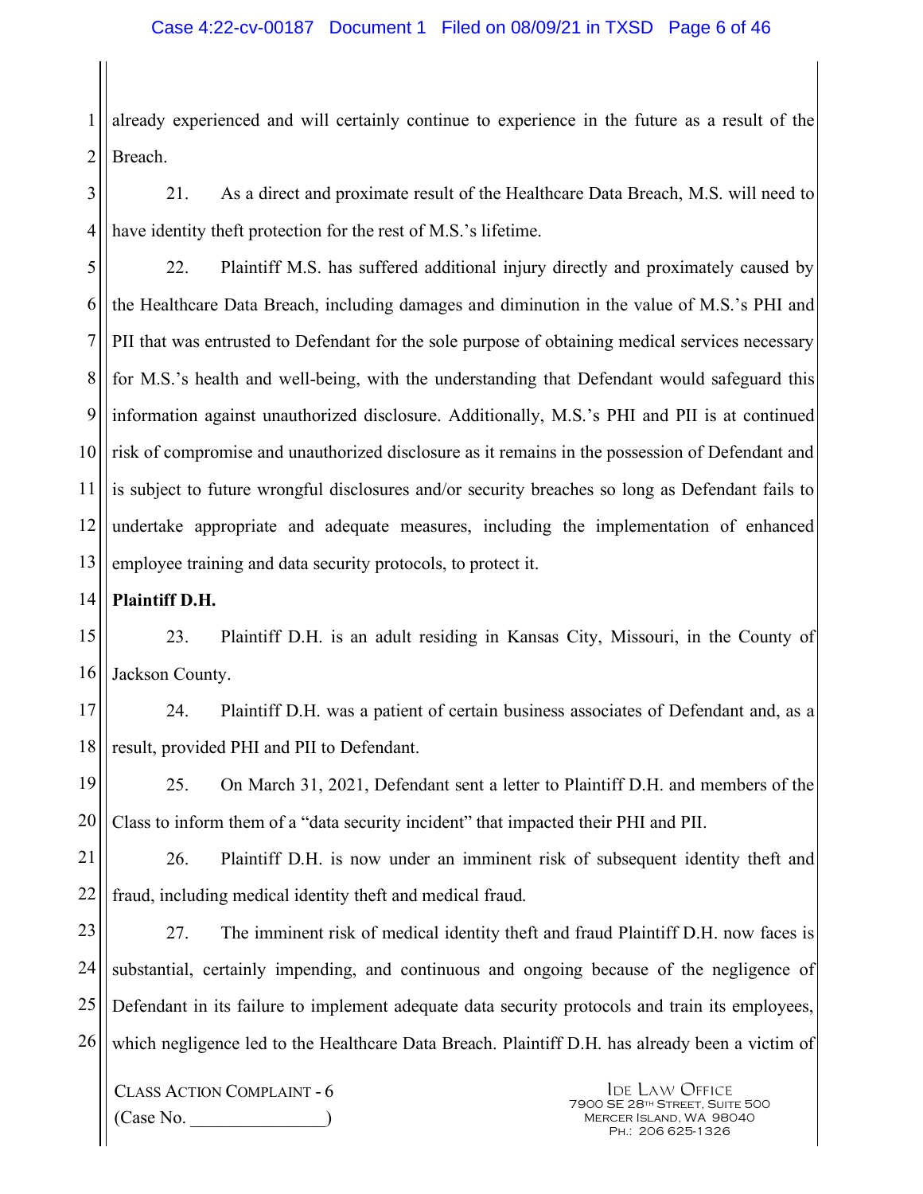already experienced and will certainly continue to experience in the future as a result of the Breach.

21. As a direct and proximate result of the Healthcare Data Breach, M.S. will need to have identity theft protection for the rest of M.S.'s lifetime.

22. Plaintiff M.S. has suffered additional injury directly and proximately caused by the Healthcare Data Breach, including damages and diminution in the value of M.S.'s PHI and PII that was entrusted to Defendant for the sole purpose of obtaining medical services necessary for M.S.'s health and well-being, with the understanding that Defendant would safeguard this information against unauthorized disclosure. Additionally, M.S.'s PHI and PII is at continued risk of compromise and unauthorized disclosure as it remains in the possession of Defendant and is subject to future wrongful disclosures and/or security breaches so long as Defendant fails to undertake appropriate and adequate measures, including the implementation of enhanced employee training and data security protocols, to protect it.

**Plaintiff D.H.**

23. Plaintiff D.H. is an adult residing in Kansas City, Missouri, in the County of Jackson County.

24. Plaintiff D.H. was a patient of certain business associates of Defendant and, as a result, provided PHI and PII to Defendant.

25. On March 31, 2021, Defendant sent a letter to Plaintiff D.H. and members of the Class to inform them of a "data security incident" that impacted their PHI and PII.

26. Plaintiff D.H. is now under an imminent risk of subsequent identity theft and fraud, including medical identity theft and medical fraud.

27. The imminent risk of medical identity theft and fraud Plaintiff D.H. now faces is substantial, certainly impending, and continuous and ongoing because of the negligence of Defendant in its failure to implement adequate data security protocols and train its employees, which negligence led to the Healthcare Data Breach. Plaintiff D.H. has already been a victim of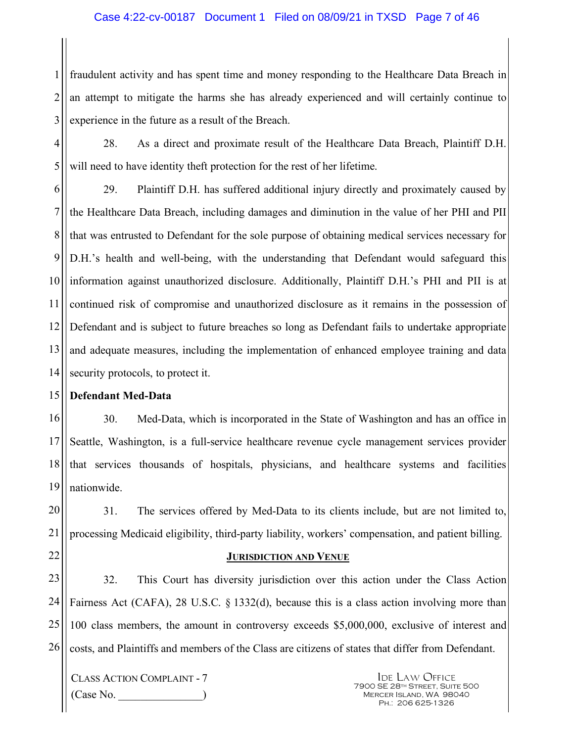fraudulent activity and has spent time and money responding to the Healthcare Data Breach in an attempt to mitigate the harms she has already experienced and will certainly continue to experience in the future as a result of the Breach.

28. As a direct and proximate result of the Healthcare Data Breach, Plaintiff D.H. will need to have identity theft protection for the rest of her lifetime.

29. Plaintiff D.H. has suffered additional injury directly and proximately caused by the Healthcare Data Breach, including damages and diminution in the value of her PHI and PII that was entrusted to Defendant for the sole purpose of obtaining medical services necessary for D.H.'s health and well-being, with the understanding that Defendant would safeguard this information against unauthorized disclosure. Additionally, Plaintiff D.H.'s PHI and PII is at continued risk of compromise and unauthorized disclosure as it remains in the possession of Defendant and is subject to future breaches so long as Defendant fails to undertake appropriate and adequate measures, including the implementation of enhanced employee training and data security protocols, to protect it.

**Defendant Med-Data**

30. Med-Data, which is incorporated in the State of Washington and has an office in Seattle, Washington, is a full-service healthcare revenue cycle management services provider that services thousands of hospitals, physicians, and healthcare systems and facilities nationwide.

31. The services offered by Med-Data to its clients include, but are not limited to, processing Medicaid eligibility, third-party liability, workers' compensation, and patient billing.

## JURISDICTION AND VENUE

32. This Court has diversity jurisdiction over this action under the Class Action Fairness Act (CAFA), 28 U.S.C. § 1332(d), because this is a class action involving more than 100 class members, the amount in controversy exceeds $5,000,000, exclusive of interest and costs, and Plaintiffs and members of the Class are citizens of states that differ from Defendant.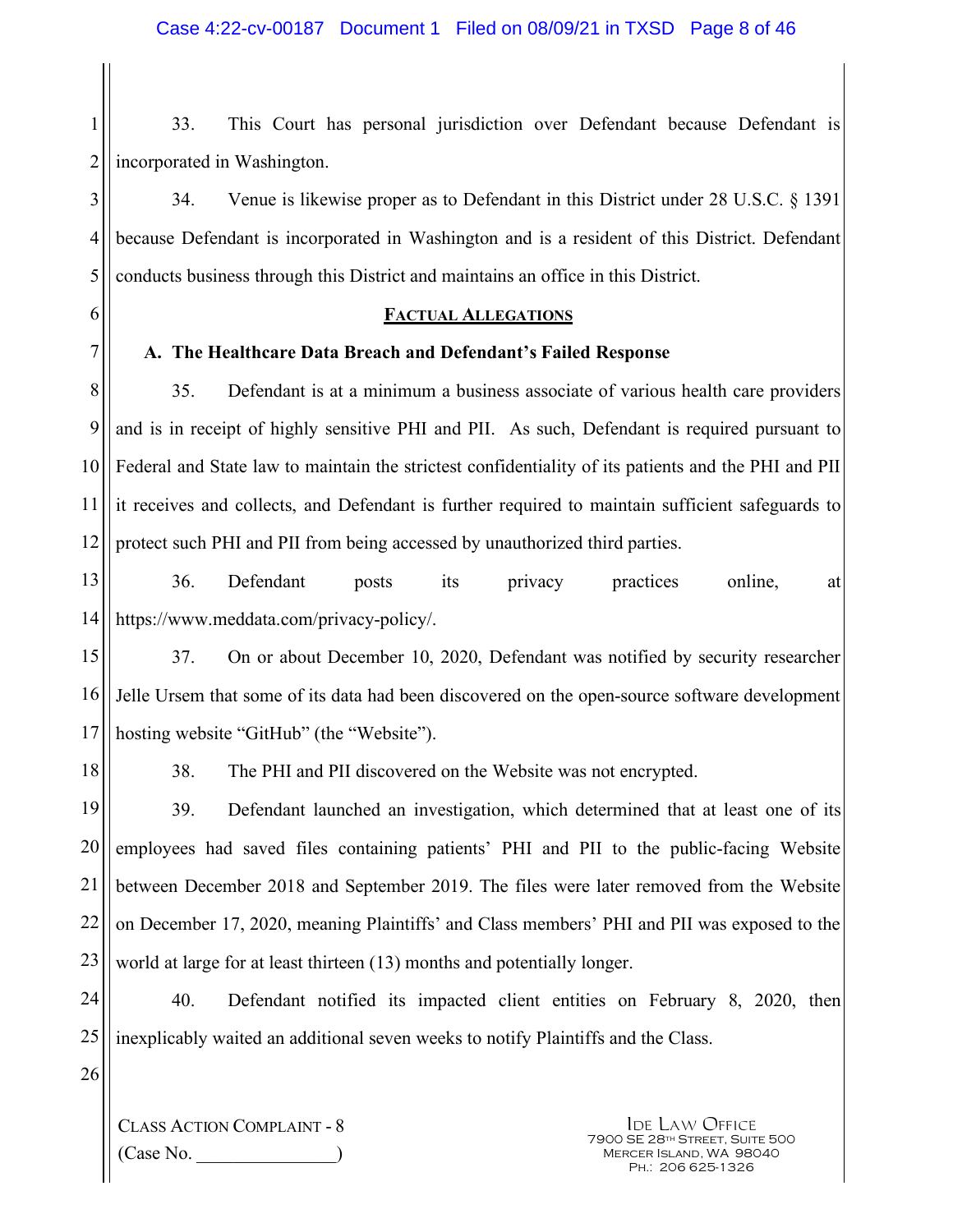33. This Court has personal jurisdiction over Defendant because Defendant is incorporated in Washington.

34. Venue is likewise proper as to Defendant in this District under 28 U.S.C. § 1391 because Defendant is incorporated in Washington and is a resident of this District. Defendant conducts business through this District and maintains an office in this District.

## FACTUAL ALLEGATIONS

### A. The Healthcare Data Breach and Defendant's Failed Response

35. Defendant is at a minimum a business associate of various health care providers and is in receipt of highly sensitive PHI and PII. As such, Defendant is required pursuant to Federal and State law to maintain the strictest confidentiality of its patients and the PHI and PII it receives and collects, and Defendant is further required to maintain sufficient safeguards to protect such PHI and PII from being accessed by unauthorized third parties.

36. Defendant posts its privacy practices online, at https://www.meddata.com/privacy-policy/.

37. On or about December 10, 2020, Defendant was notified by security researcher Jelle Ursem that some of its data had been discovered on the open-source software development hosting website "GitHub" (the "Website").

38. The PHI and PII discovered on the Website was not encrypted.

39. Defendant launched an investigation, which determined that at least one of its employees had saved files containing patients' PHI and PII to the public-facing Website between December 2018 and September 2019. The files were later removed from the Website on December 17, 2020, meaning Plaintiffs' and Class members' PHI and PII was exposed to the world at large for at least thirteen (13) months and potentially longer.

40. Defendant notified its impacted client entities on February 8, 2020, then inexplicably waited an additional seven weeks to notify Plaintiffs and the Class.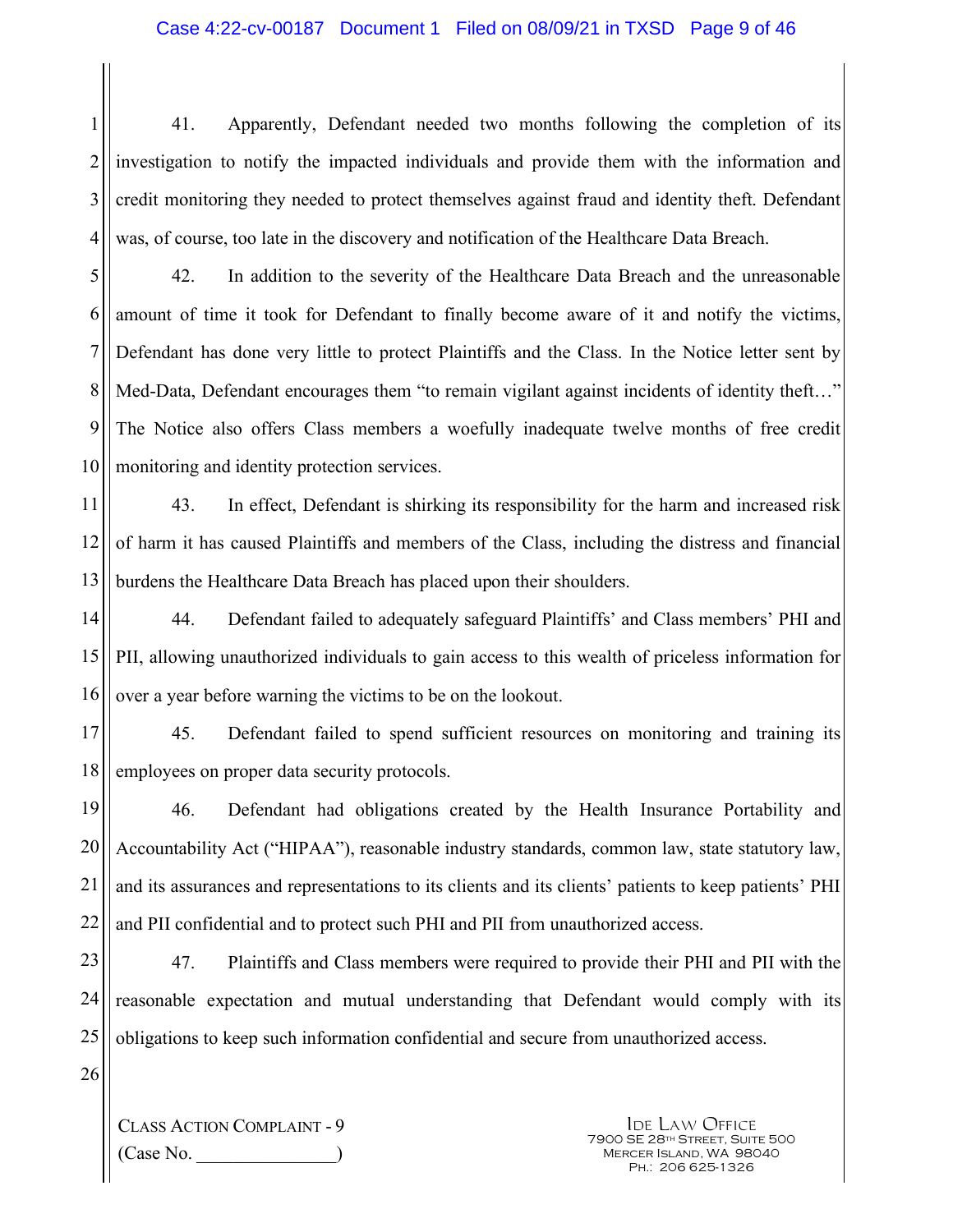41. Apparently, Defendant needed two months following the completion of its investigation to notify the impacted individuals and provide them with the information and credit monitoring they needed to protect themselves against fraud and identity theft. Defendant was, of course, too late in the discovery and notification of the Healthcare Data Breach.

42. In addition to the severity of the Healthcare Data Breach and the unreasonable amount of time it took for Defendant to finally become aware of it and notify the victims, Defendant has done very little to protect Plaintiffs and the Class. In the Notice letter sent by Med-Data, Defendant encourages them "to remain vigilant against incidents of identity theft…" The Notice also offers Class members a woefully inadequate twelve months of free credit monitoring and identity protection services.

43. In effect, Defendant is shirking its responsibility for the harm and increased risk of harm it has caused Plaintiffs and members of the Class, including the distress and financial burdens the Healthcare Data Breach has placed upon their shoulders.

44. Defendant failed to adequately safeguard Plaintiffs' and Class members' PHI and PII, allowing unauthorized individuals to gain access to this wealth of priceless information for over a year before warning the victims to be on the lookout.

45. Defendant failed to spend sufficient resources on monitoring and training its employees on proper data security protocols.

46. Defendant had obligations created by the Health Insurance Portability and Accountability Act ("HIPAA"), reasonable industry standards, common law, state statutory law, and its assurances and representations to its clients and its clients' patients to keep patients' PHI and PII confidential and to protect such PHI and PII from unauthorized access.

47. Plaintiffs and Class members were required to provide their PHI and PII with the reasonable expectation and mutual understanding that Defendant would comply with its obligations to keep such information confidential and secure from unauthorized access.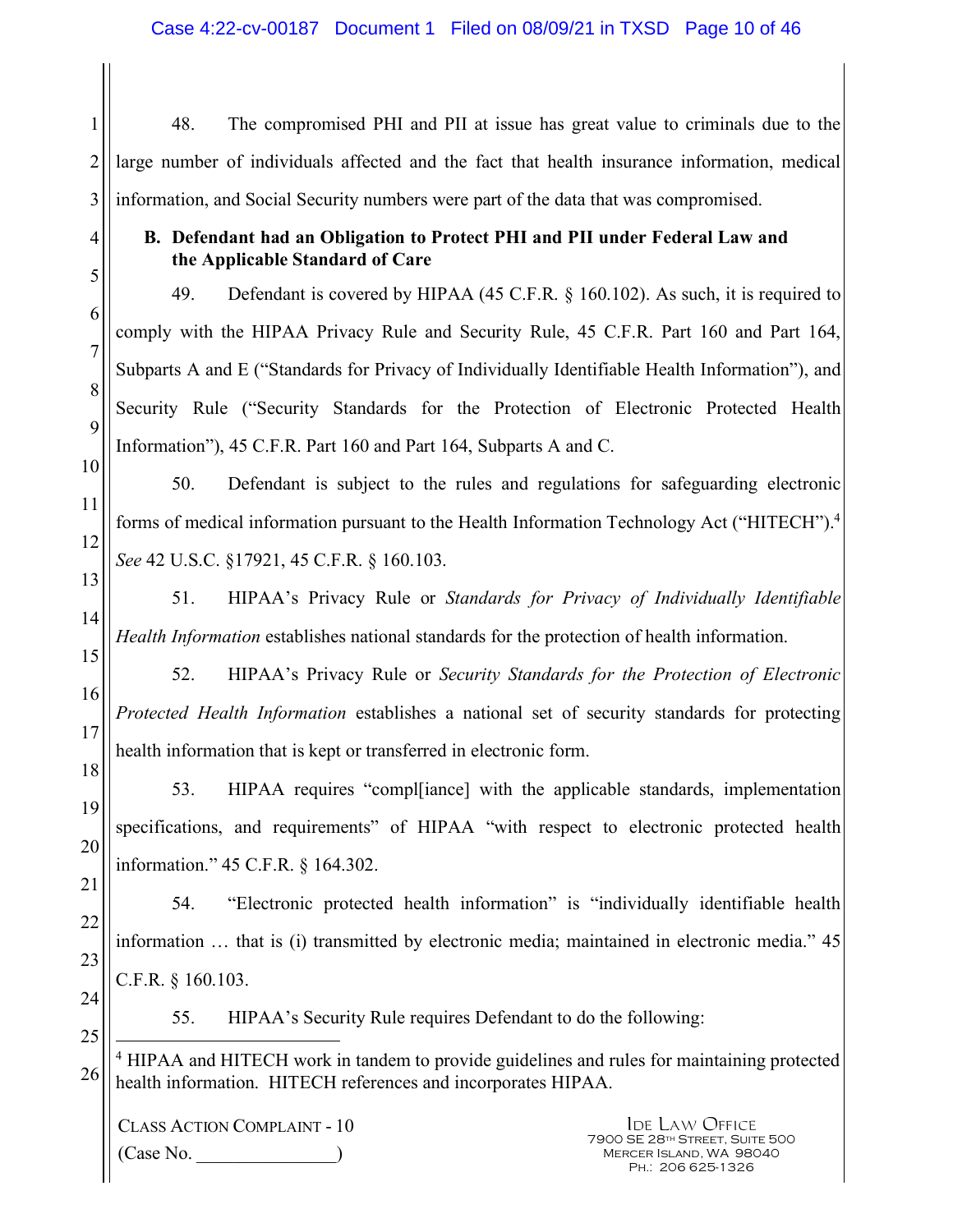48. The compromised PHI and PII at issue has great value to criminals due to the large number of individuals affected and the fact that health insurance information, medical information, and Social Security numbers were part of the data that was compromised.

**B. Defendant had an Obligation to Protect PHI and PII under Federal Law and the Applicable Standard of Care**

49. Defendant is covered by HIPAA (45 C.F.R. § 160.102). As such, it is required to comply with the HIPAA Privacy Rule and Security Rule, 45 C.F.R. Part 160 and Part 164, Subparts A and E ("Standards for Privacy of Individually Identifiable Health Information"), and Security Rule ("Security Standards for the Protection of Electronic Protected Health Information"), 45 C.F.R. Part 160 and Part 164, Subparts A and C.

50. Defendant is subject to the rules and regulations for safeguarding electronic forms of medical information pursuant to the Health Information Technology Act ("HITECH").[4] *See* 42 U.S.C. §17921, 45 C.F.R. § 160.103.

51. HIPAA's Privacy Rule or *Standards for Privacy of Individually Identifiable Health Information* establishes national standards for the protection of health information.

52. HIPAA's Privacy Rule or *Security Standards for the Protection of Electronic Protected Health Information* establishes a national set of security standards for protecting health information that is kept or transferred in electronic form.

53. HIPAA requires "compl[iance] with the applicable standards, implementation specifications, and requirements" of HIPAA "with respect to electronic protected health information." 45 C.F.R. § 164.302.

54. "Electronic protected health information" is "individually identifiable health information … that is (i) transmitted by electronic media; maintained in electronic media." 45 C.F.R. § 160.103.

55. HIPAA's Security Rule requires Defendant to do the following:

---

[4] HIPAA and HITECH work in tandem to provide guidelines and rules for maintaining protected health information. HITECH references and incorporates HIPAA.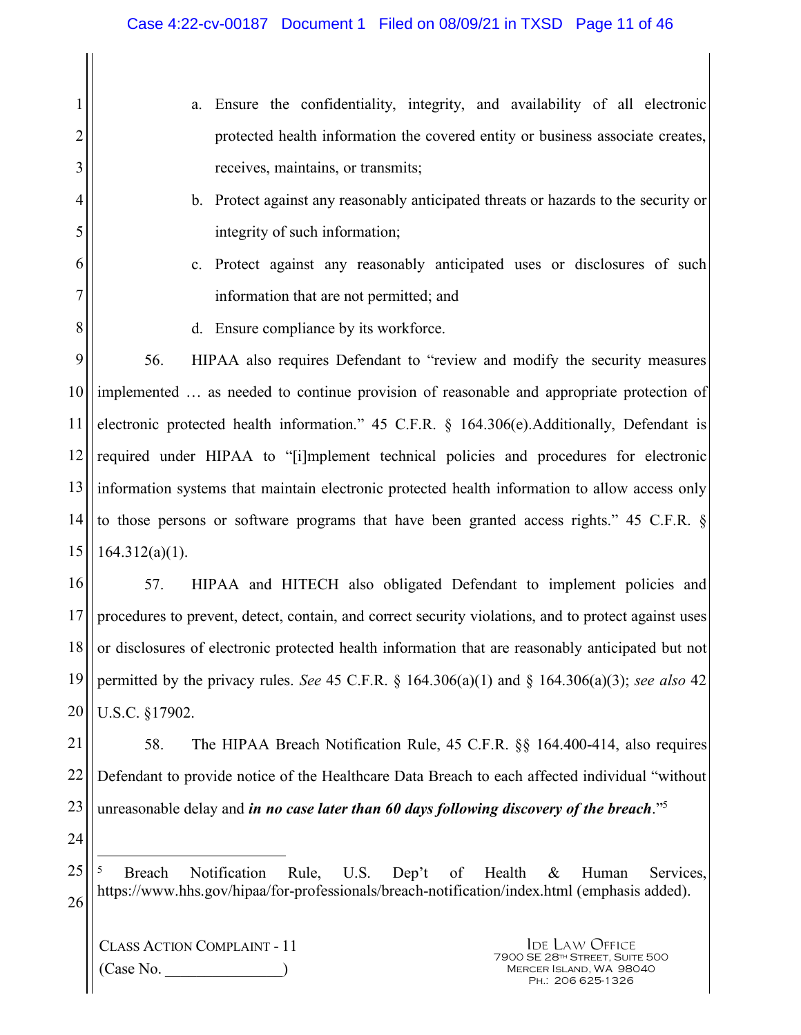a. Ensure the confidentiality, integrity, and availability of all electronic protected health information the covered entity or business associate creates, receives, maintains, or transmits;

b. Protect against any reasonably anticipated threats or hazards to the security or integrity of such information;

c. Protect against any reasonably anticipated uses or disclosures of such information that are not permitted; and

d. Ensure compliance by its workforce.

56. HIPAA also requires Defendant to "review and modify the security measures implemented … as needed to continue provision of reasonable and appropriate protection of electronic protected health information." 45 C.F.R. § 164.306(e).Additionally, Defendant is required under HIPAA to "[i]mplement technical policies and procedures for electronic information systems that maintain electronic protected health information to allow access only to those persons or software programs that have been granted access rights." 45 C.F.R. § 164.312(a)(1).

57. HIPAA and HITECH also obligated Defendant to implement policies and procedures to prevent, detect, contain, and correct security violations, and to protect against uses or disclosures of electronic protected health information that are reasonably anticipated but not permitted by the privacy rules. *See* 45 C.F.R. § 164.306(a)(1) and § 164.306(a)(3); *see also* 42 U.S.C. §17902.

58. The HIPAA Breach Notification Rule, 45 C.F.R. §§ 164.400-414, also requires Defendant to provide notice of the Healthcare Data Breach to each affected individual "without unreasonable delay and ***in no case later than 60 days following discovery of the breach***."[5]

---

[5] Breach Notification Rule, U.S. Dep't of Health & Human Services, https://www.hhs.gov/hipaa/for-professionals/breach-notification/index.html (emphasis added).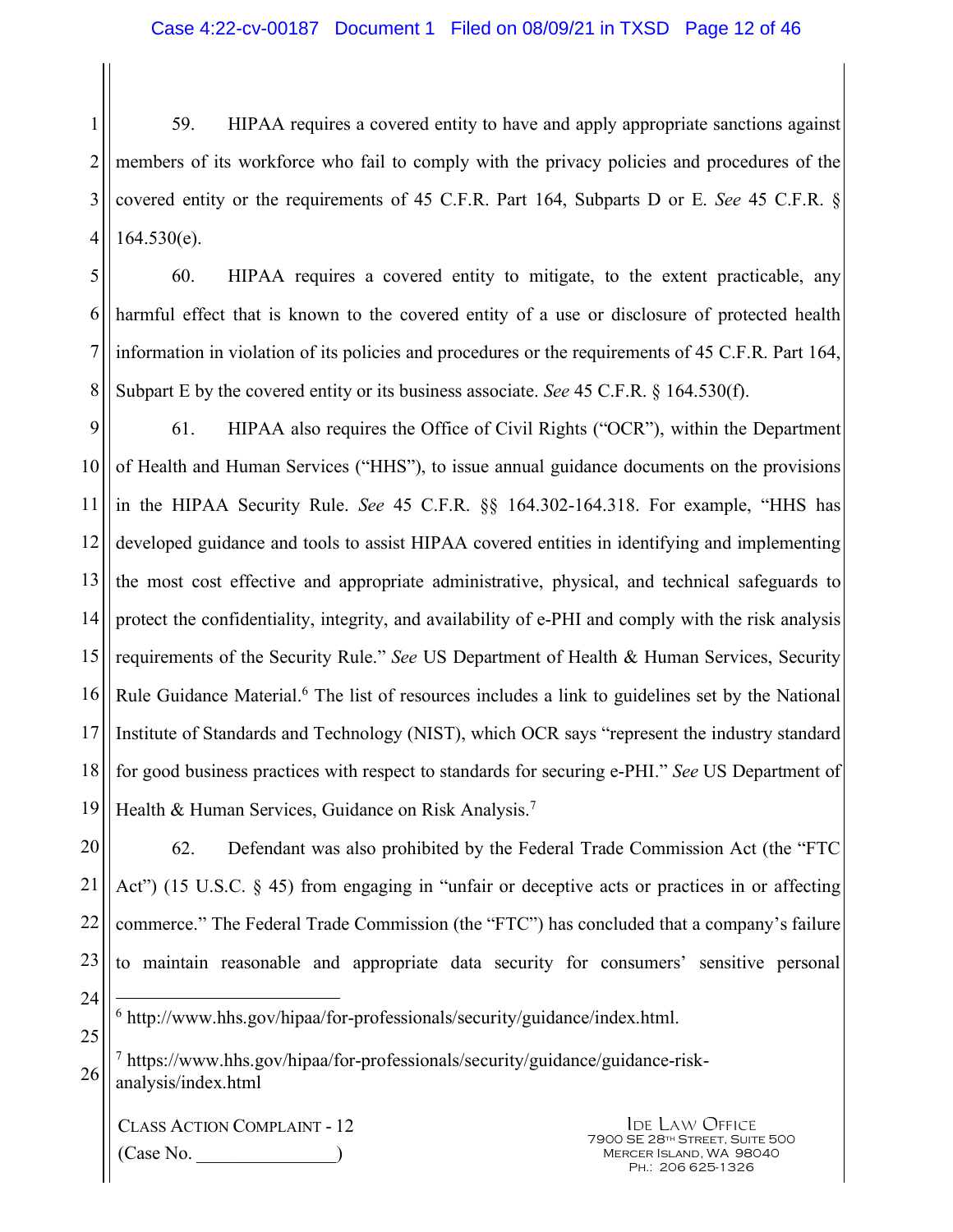59. HIPAA requires a covered entity to have and apply appropriate sanctions against members of its workforce who fail to comply with the privacy policies and procedures of the covered entity or the requirements of 45 C.F.R. Part 164, Subparts D or E. *See* 45 C.F.R. § 164.530(e).

60. HIPAA requires a covered entity to mitigate, to the extent practicable, any harmful effect that is known to the covered entity of a use or disclosure of protected health information in violation of its policies and procedures or the requirements of 45 C.F.R. Part 164, Subpart E by the covered entity or its business associate. *See* 45 C.F.R. § 164.530(f).

61. HIPAA also requires the Office of Civil Rights ("OCR"), within the Department of Health and Human Services ("HHS"), to issue annual guidance documents on the provisions in the HIPAA Security Rule. *See* 45 C.F.R. §§ 164.302-164.318. For example, "HHS has developed guidance and tools to assist HIPAA covered entities in identifying and implementing the most cost effective and appropriate administrative, physical, and technical safeguards to protect the confidentiality, integrity, and availability of e-PHI and comply with the risk analysis requirements of the Security Rule." *See* US Department of Health & Human Services, Security Rule Guidance Material.[6] The list of resources includes a link to guidelines set by the National Institute of Standards and Technology (NIST), which OCR says "represent the industry standard for good business practices with respect to standards for securing e-PHI." *See* US Department of Health & Human Services, Guidance on Risk Analysis.[7]

62. Defendant was also prohibited by the Federal Trade Commission Act (the "FTC Act") (15 U.S.C. § 45) from engaging in "unfair or deceptive acts or practices in or affecting commerce." The Federal Trade Commission (the "FTC") has concluded that a company's failure to maintain reasonable and appropriate data security for consumers' sensitive personal

---

[6] http://www.hhs.gov/hipaa/for-professionals/security/guidance/index.html.

[7] https://www.hhs.gov/hipaa/for-professionals/security/guidance/guidance-risk-analysis/index.html

CLASS ACTION COMPLAINT - 12
(Case No. _______________)

IDE LAW OFFICE
7900 SE 28TH STREET, SUITE 500
MERCER ISLAND, WA 98040
PH.: 206 625-1326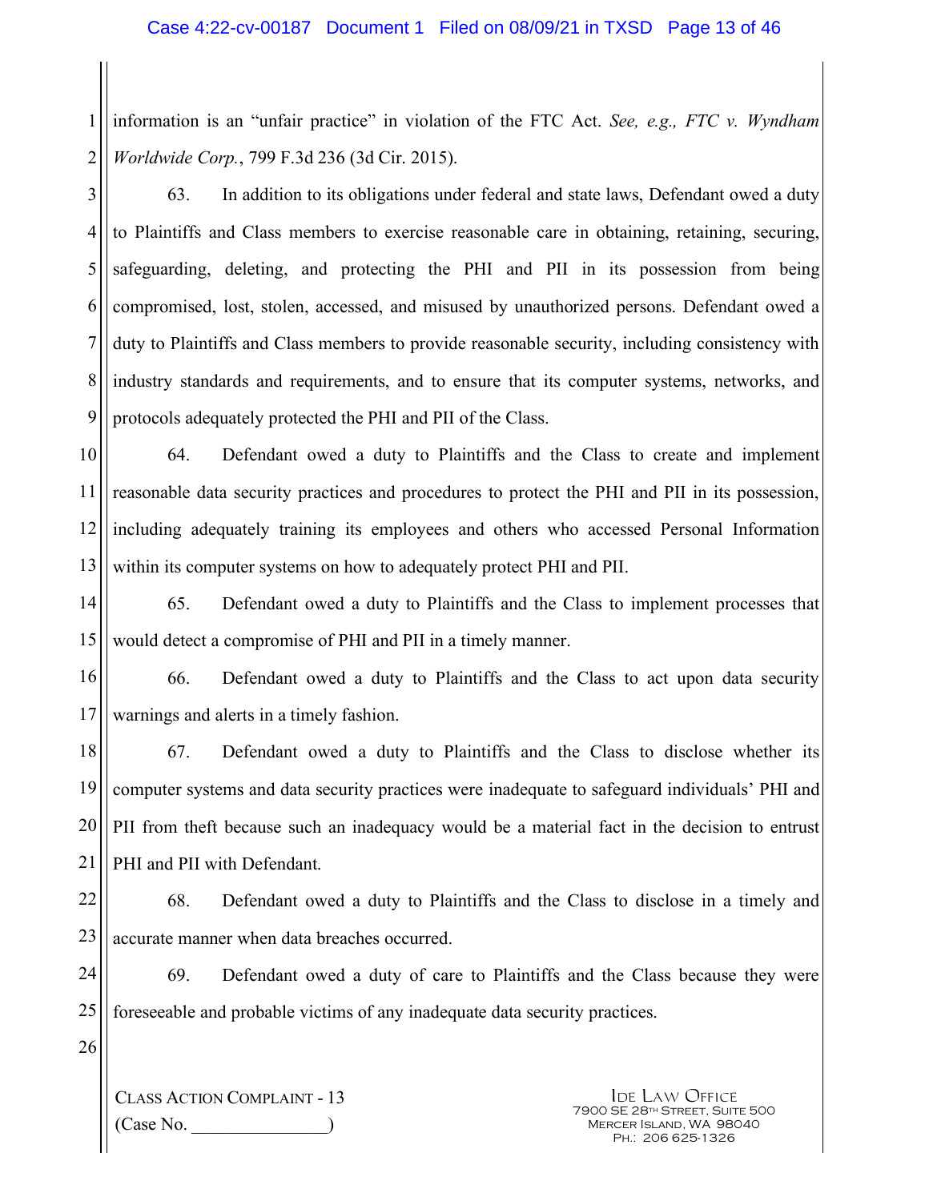information is an "unfair practice" in violation of the FTC Act. *See, e.g., FTC v. Wyndham Worldwide Corp.*, 799 F.3d 236 (3d Cir. 2015).

63. In addition to its obligations under federal and state laws, Defendant owed a duty to Plaintiffs and Class members to exercise reasonable care in obtaining, retaining, securing, safeguarding, deleting, and protecting the PHI and PII in its possession from being compromised, lost, stolen, accessed, and misused by unauthorized persons. Defendant owed a duty to Plaintiffs and Class members to provide reasonable security, including consistency with industry standards and requirements, and to ensure that its computer systems, networks, and protocols adequately protected the PHI and PII of the Class.

64. Defendant owed a duty to Plaintiffs and the Class to create and implement reasonable data security practices and procedures to protect the PHI and PII in its possession, including adequately training its employees and others who accessed Personal Information within its computer systems on how to adequately protect PHI and PII.

65. Defendant owed a duty to Plaintiffs and the Class to implement processes that would detect a compromise of PHI and PII in a timely manner.

66. Defendant owed a duty to Plaintiffs and the Class to act upon data security warnings and alerts in a timely fashion.

67. Defendant owed a duty to Plaintiffs and the Class to disclose whether its computer systems and data security practices were inadequate to safeguard individuals' PHI and PII from theft because such an inadequacy would be a material fact in the decision to entrust PHI and PII with Defendant.

68. Defendant owed a duty to Plaintiffs and the Class to disclose in a timely and accurate manner when data breaches occurred.

69. Defendant owed a duty of care to Plaintiffs and the Class because they were foreseeable and probable victims of any inadequate data security practices.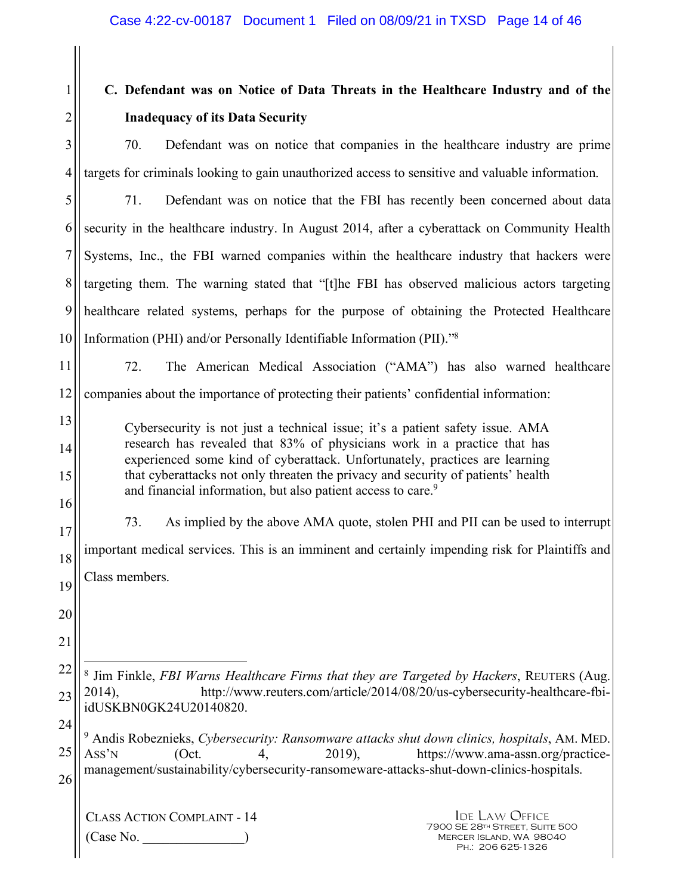### C. Defendant was on Notice of Data Threats in the Healthcare Industry and of the Inadequacy of its Data Security

70. Defendant was on notice that companies in the healthcare industry are prime targets for criminals looking to gain unauthorized access to sensitive and valuable information.

71. Defendant was on notice that the FBI has recently been concerned about data security in the healthcare industry. In August 2014, after a cyberattack on Community Health Systems, Inc., the FBI warned companies within the healthcare industry that hackers were targeting them. The warning stated that "[t]he FBI has observed malicious actors targeting healthcare related systems, perhaps for the purpose of obtaining the Protected Healthcare Information (PHI) and/or Personally Identifiable Information (PII)."[8]

72. The American Medical Association ("AMA") has also warned healthcare companies about the importance of protecting their patients' confidential information:

> Cybersecurity is not just a technical issue; it's a patient safety issue. AMA research has revealed that 83% of physicians work in a practice that has experienced some kind of cyberattack. Unfortunately, practices are learning that cyberattacks not only threaten the privacy and security of patients' health and financial information, but also patient access to care.[9]

73. As implied by the above AMA quote, stolen PHI and PII can be used to interrupt important medical services. This is an imminent and certainly impending risk for Plaintiffs and Class members.

---

[8] Jim Finkle, *FBI Warns Healthcare Firms that they are Targeted by Hackers*, REUTERS (Aug. 2014), http://www.reuters.com/article/2014/08/20/us-cybersecurity-healthcare-fbi-idUSKBN0GK24U20140820.

[9] Andis Robeznieks, *Cybersecurity: Ransomware attacks shut down clinics, hospitals*, AM. MED. ASS'N (Oct. 4, 2019), https://www.ama-assn.org/practice-management/sustainability/cybersecurity-ransomeware-attacks-shut-down-clinics-hospitals.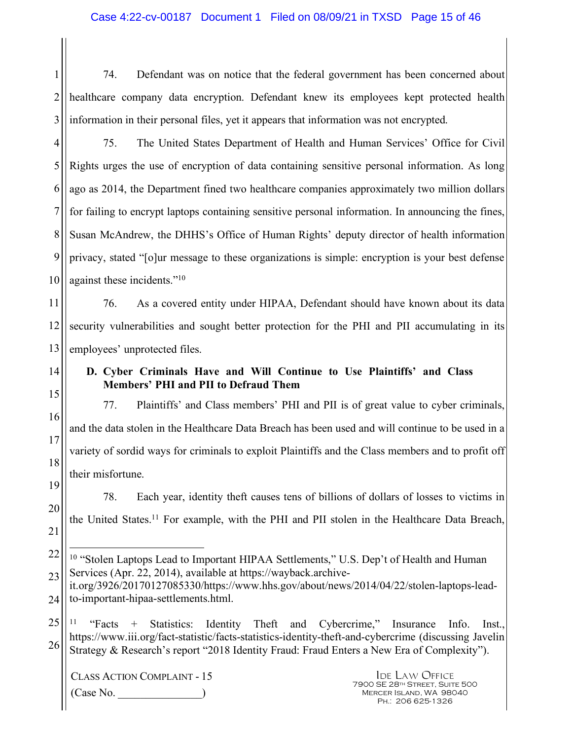74. Defendant was on notice that the federal government has been concerned about healthcare company data encryption. Defendant knew its employees kept protected health information in their personal files, yet it appears that information was not encrypted.

75. The United States Department of Health and Human Services' Office for Civil Rights urges the use of encryption of data containing sensitive personal information. As long ago as 2014, the Department fined two healthcare companies approximately two million dollars for failing to encrypt laptops containing sensitive personal information. In announcing the fines, Susan McAndrew, the DHHS's Office of Human Rights' deputy director of health information privacy, stated "[o]ur message to these organizations is simple: encryption is your best defense against these incidents."[10]

76. As a covered entity under HIPAA, Defendant should have known about its data security vulnerabilities and sought better protection for the PHI and PII accumulating in its employees' unprotected files.

### D. Cyber Criminals Have and Will Continue to Use Plaintiffs' and Class Members' PHI and PII to Defraud Them

77. Plaintiffs' and Class members' PHI and PII is of great value to cyber criminals, and the data stolen in the Healthcare Data Breach has been used and will continue to be used in a variety of sordid ways for criminals to exploit Plaintiffs and the Class members and to profit off their misfortune.

78. Each year, identity theft causes tens of billions of dollars of losses to victims in the United States.[11] For example, with the PHI and PII stolen in the Healthcare Data Breach,

---

[10] "Stolen Laptops Lead to Important HIPAA Settlements," U.S. Dep't of Health and Human Services (Apr. 22, 2014), available at https://wayback.archive-it.org/3926/20170127085330/https://www.hhs.gov/about/news/2014/04/22/stolen-laptops-lead-to-important-hipaa-settlements.html.

[11] "Facts + Statistics: Identity Theft and Cybercrime," Insurance Info. Inst., https://www.iii.org/fact-statistic/facts-statistics-identity-theft-and-cybercrime (discussing Javelin Strategy & Research's report "2018 Identity Fraud: Fraud Enters a New Era of Complexity").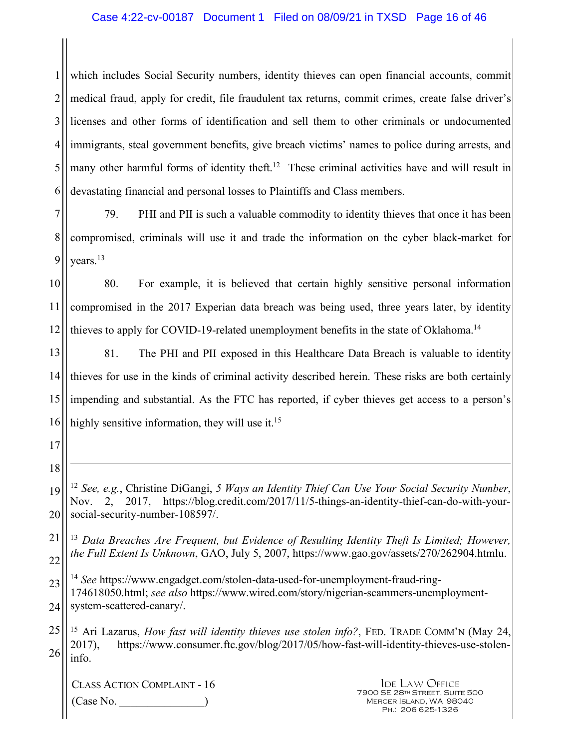which includes Social Security numbers, identity thieves can open financial accounts, commit medical fraud, apply for credit, file fraudulent tax returns, commit crimes, create false driver's licenses and other forms of identification and sell them to other criminals or undocumented immigrants, steal government benefits, give breach victims' names to police during arrests, and many other harmful forms of identity theft.[12] These criminal activities have and will result in devastating financial and personal losses to Plaintiffs and Class members.

79. PHI and PII is such a valuable commodity to identity thieves that once it has been compromised, criminals will use it and trade the information on the cyber black-market for years.[13]

80. For example, it is believed that certain highly sensitive personal information compromised in the 2017 Experian data breach was being used, three years later, by identity thieves to apply for COVID-19-related unemployment benefits in the state of Oklahoma.[14]

81. The PHI and PII exposed in this Healthcare Data Breach is valuable to identity thieves for use in the kinds of criminal activity described herein. These risks are both certainly impending and substantial. As the FTC has reported, if cyber thieves get access to a person's highly sensitive information, they will use it.[15]

---

[12] *See, e.g.*, Christine DiGangi, *5 Ways an Identity Thief Can Use Your Social Security Number*, Nov. 2, 2017, https://blog.credit.com/2017/11/5-things-an-identity-thief-can-do-with-your-social-security-number-108597/.

[13] *Data Breaches Are Frequent, but Evidence of Resulting Identity Theft Is Limited; However, the Full Extent Is Unknown*, GAO, July 5, 2007, https://www.gao.gov/assets/270/262904.htmlu.

[14] *See* https://www.engadget.com/stolen-data-used-for-unemployment-fraud-ring-174618050.html; *see also* https://www.wired.com/story/nigerian-scammers-unemployment-system-scattered-canary/.

[15] Ari Lazarus, *How fast will identity thieves use stolen info?*, FED. TRADE COMM'N (May 24, 2017), https://www.consumer.ftc.gov/blog/2017/05/how-fast-will-identity-thieves-use-stolen-info.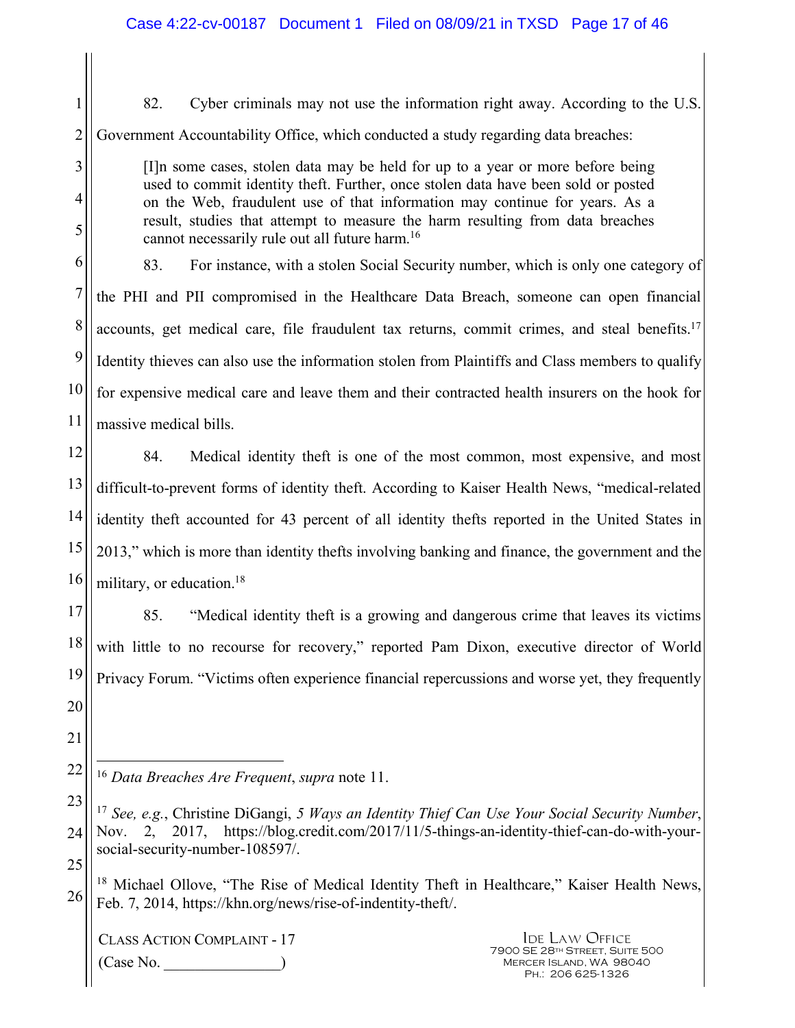82. Cyber criminals may not use the information right away. According to the U.S. Government Accountability Office, which conducted a study regarding data breaches:

> [I]n some cases, stolen data may be held for up to a year or more before being used to commit identity theft. Further, once stolen data have been sold or posted on the Web, fraudulent use of that information may continue for years. As a result, studies that attempt to measure the harm resulting from data breaches cannot necessarily rule out all future harm.[16]

83. For instance, with a stolen Social Security number, which is only one category of the PHI and PII compromised in the Healthcare Data Breach, someone can open financial accounts, get medical care, file fraudulent tax returns, commit crimes, and steal benefits.[17] Identity thieves can also use the information stolen from Plaintiffs and Class members to qualify for expensive medical care and leave them and their contracted health insurers on the hook for massive medical bills.

84. Medical identity theft is one of the most common, most expensive, and most difficult-to-prevent forms of identity theft. According to Kaiser Health News, "medical-related identity theft accounted for 43 percent of all identity thefts reported in the United States in 2013," which is more than identity thefts involving banking and finance, the government and the military, or education.[18]

85. "Medical identity theft is a growing and dangerous crime that leaves its victims with little to no recourse for recovery," reported Pam Dixon, executive director of World Privacy Forum. "Victims often experience financial repercussions and worse yet, they frequently

---

[16] *Data Breaches Are Frequent*, *supra* note 11.

[17] *See, e.g.*, Christine DiGangi, *5 Ways an Identity Thief Can Use Your Social Security Number*, Nov. 2, 2017, https://blog.credit.com/2017/11/5-things-an-identity-thief-can-do-with-your-social-security-number-108597/.

[18] Michael Ollove, "The Rise of Medical Identity Theft in Healthcare," Kaiser Health News, Feb. 7, 2014, https://khn.org/news/rise-of-indentity-theft/.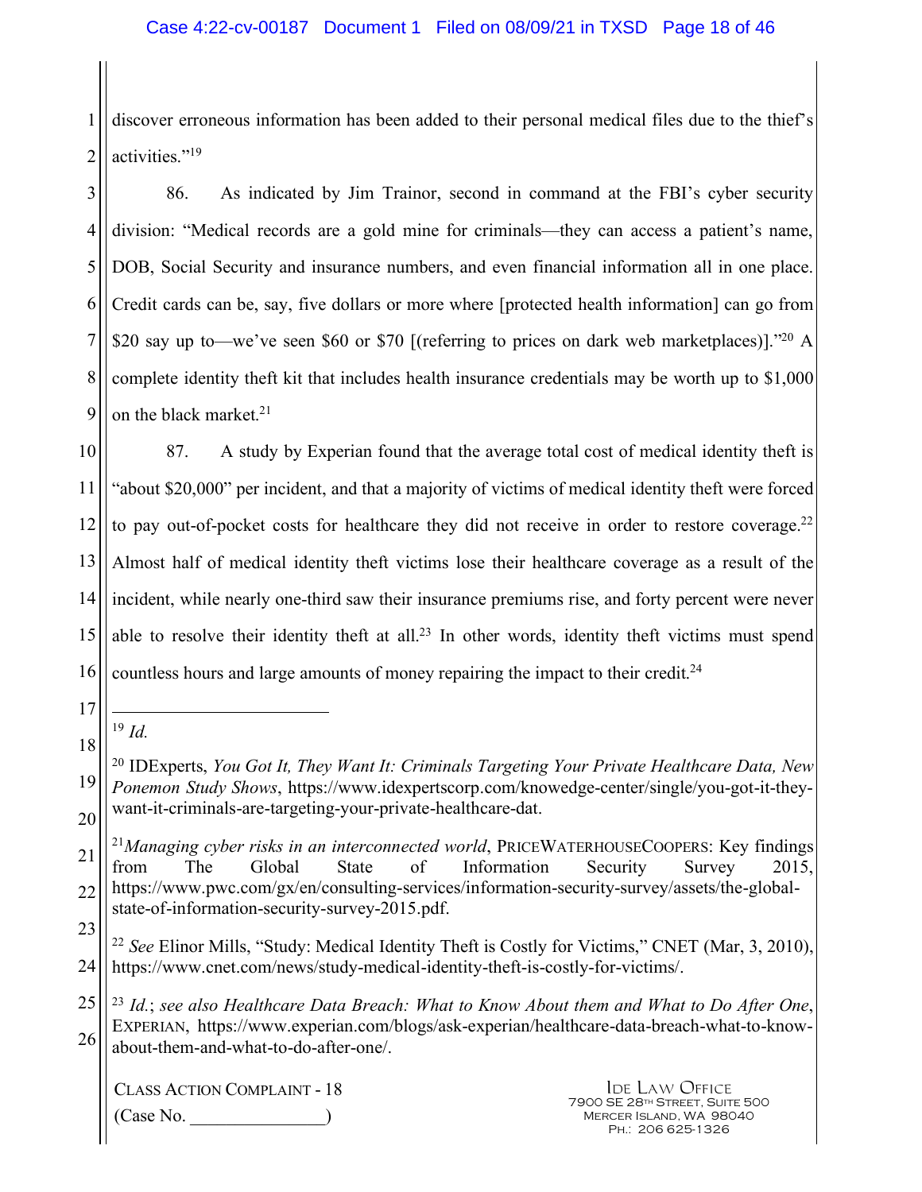discover erroneous information has been added to their personal medical files due to the thief's activities."[19]

86. As indicated by Jim Trainor, second in command at the FBI's cyber security division: "Medical records are a gold mine for criminals—they can access a patient's name, DOB, Social Security and insurance numbers, and even financial information all in one place. Credit cards can be, say, five dollars or more where [protected health information] can go from $20 say up to—we've seen $60 or $70 [(referring to prices on dark web marketplaces)]."[20] A complete identity theft kit that includes health insurance credentials may be worth up to $1,000 on the black market.[21]

87. A study by Experian found that the average total cost of medical identity theft is "about $20,000" per incident, and that a majority of victims of medical identity theft were forced to pay out-of-pocket costs for healthcare they did not receive in order to restore coverage.[22] Almost half of medical identity theft victims lose their healthcare coverage as a result of the incident, while nearly one-third saw their insurance premiums rise, and forty percent were never able to resolve their identity theft at all.[23] In other words, identity theft victims must spend countless hours and large amounts of money repairing the impact to their credit.[24]

---

[19] *Id.*

[20] IDExperts, *You Got It, They Want It: Criminals Targeting Your Private Healthcare Data, New Ponemon Study Shows*, https://www.idexpertscorp.com/knowedge-center/single/you-got-it-they-want-it-criminals-are-targeting-your-private-healthcare-dat.

[21] *Managing cyber risks in an interconnected world*, PRICEWATERHOUSECOOPERS: Key findings from The Global State of Information Security Survey 2015, https://www.pwc.com/gx/en/consulting-services/information-security-survey/assets/the-global-state-of-information-security-survey-2015.pdf.

[22] *See* Elinor Mills, "Study: Medical Identity Theft is Costly for Victims," CNET (Mar, 3, 2010), https://www.cnet.com/news/study-medical-identity-theft-is-costly-for-victims/.

[23] *Id.*; *see also Healthcare Data Breach: What to Know About them and What to Do After One*, EXPERIAN, https://www.experian.com/blogs/ask-experian/healthcare-data-breach-what-to-know-about-them-and-what-to-do-after-one/.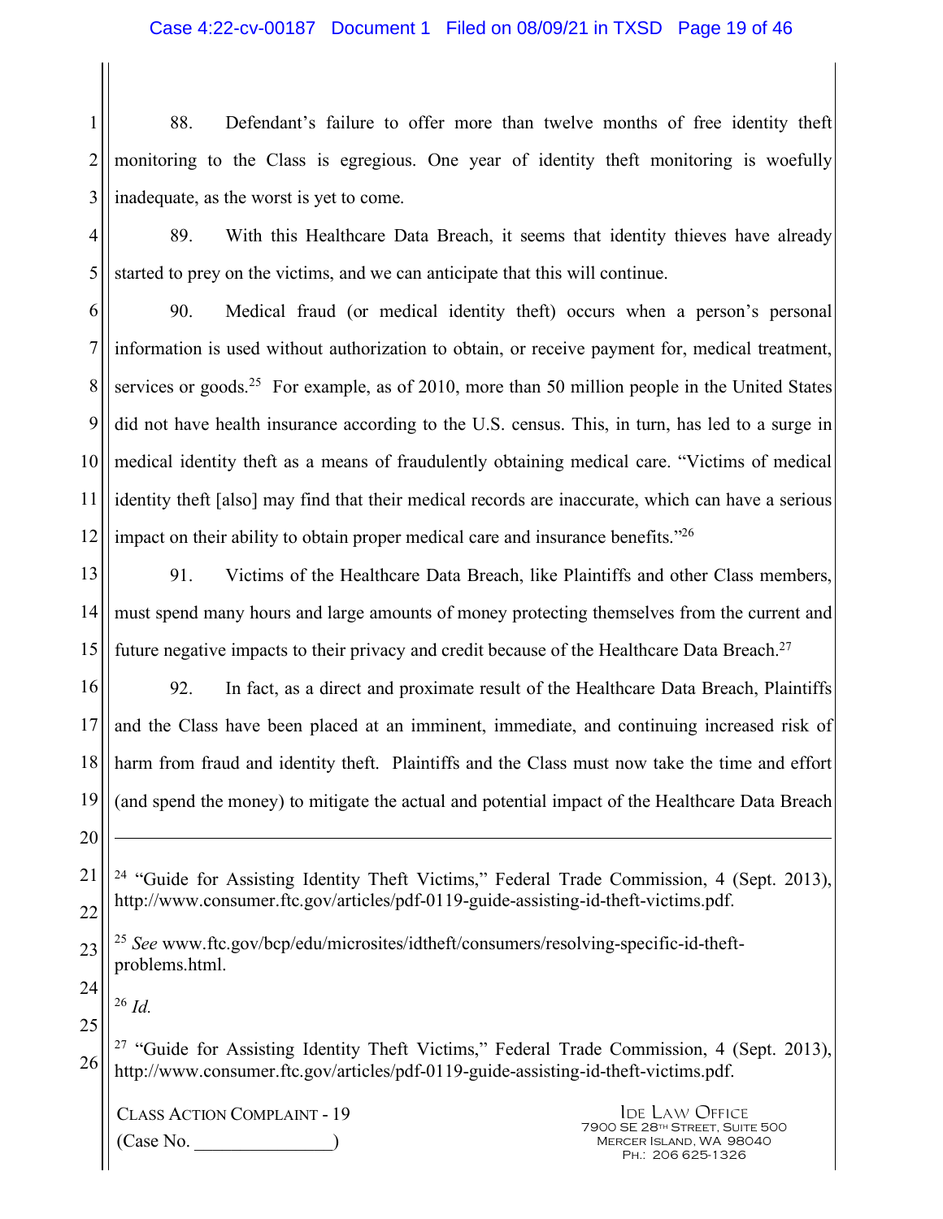88. Defendant's failure to offer more than twelve months of free identity theft monitoring to the Class is egregious. One year of identity theft monitoring is woefully inadequate, as the worst is yet to come.

89. With this Healthcare Data Breach, it seems that identity thieves have already started to prey on the victims, and we can anticipate that this will continue.

90. Medical fraud (or medical identity theft) occurs when a person's personal information is used without authorization to obtain, or receive payment for, medical treatment, services or goods.[25] For example, as of 2010, more than 50 million people in the United States did not have health insurance according to the U.S. census. This, in turn, has led to a surge in medical identity theft as a means of fraudulently obtaining medical care. "Victims of medical identity theft [also] may find that their medical records are inaccurate, which can have a serious impact on their ability to obtain proper medical care and insurance benefits."[26]

91. Victims of the Healthcare Data Breach, like Plaintiffs and other Class members, must spend many hours and large amounts of money protecting themselves from the current and future negative impacts to their privacy and credit because of the Healthcare Data Breach.[27]

92. In fact, as a direct and proximate result of the Healthcare Data Breach, Plaintiffs and the Class have been placed at an imminent, immediate, and continuing increased risk of harm from fraud and identity theft. Plaintiffs and the Class must now take the time and effort (and spend the money) to mitigate the actual and potential impact of the Healthcare Data Breach

---

[24] "Guide for Assisting Identity Theft Victims," Federal Trade Commission, 4 (Sept. 2013), http://www.consumer.ftc.gov/articles/pdf-0119-guide-assisting-id-theft-victims.pdf.

[25] *See* www.ftc.gov/bcp/edu/microsites/idtheft/consumers/resolving-specific-id-theft-problems.html.

[26] *Id.*

[27] "Guide for Assisting Identity Theft Victims," Federal Trade Commission, 4 (Sept. 2013), http://www.consumer.ftc.gov/articles/pdf-0119-guide-assisting-id-theft-victims.pdf.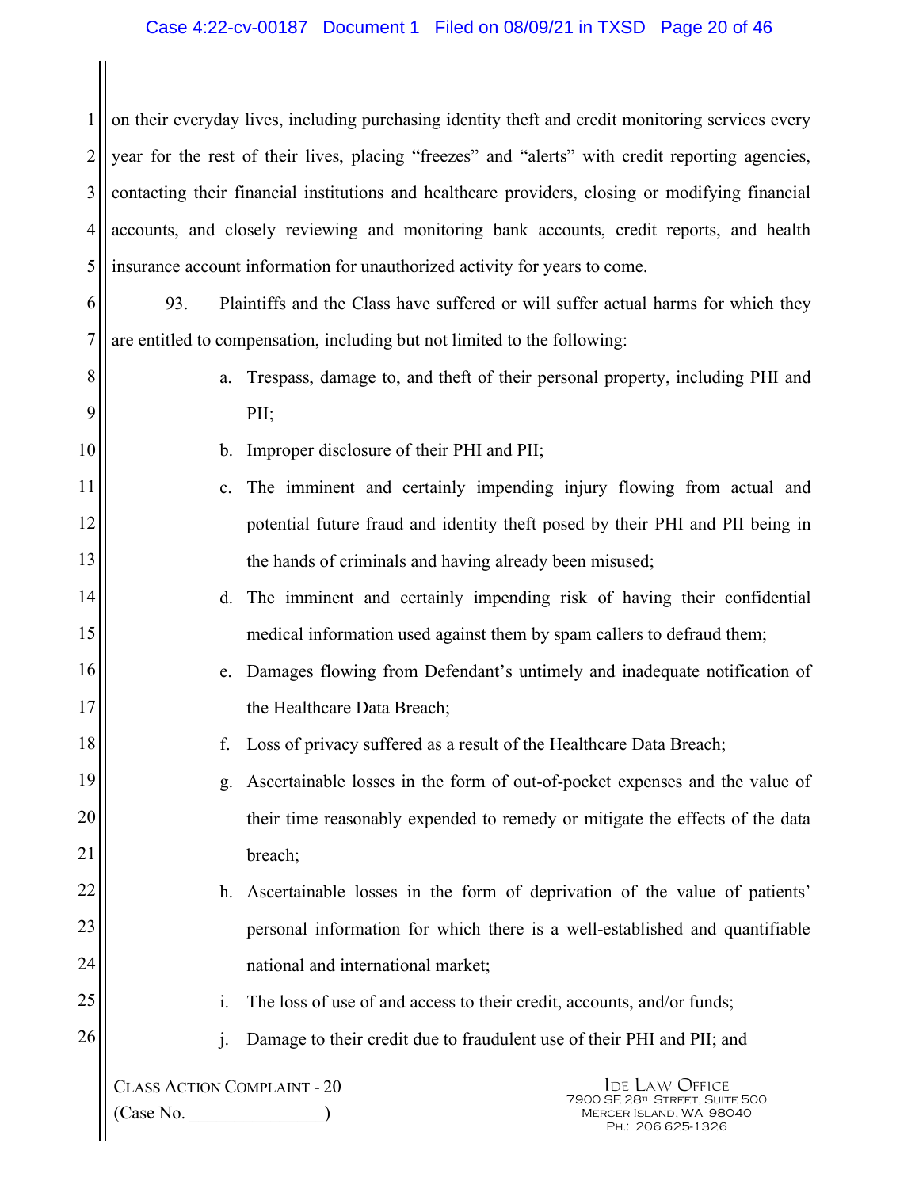on their everyday lives, including purchasing identity theft and credit monitoring services every year for the rest of their lives, placing "freezes" and "alerts" with credit reporting agencies, contacting their financial institutions and healthcare providers, closing or modifying financial accounts, and closely reviewing and monitoring bank accounts, credit reports, and health insurance account information for unauthorized activity for years to come.

93. Plaintiffs and the Class have suffered or will suffer actual harms for which they are entitled to compensation, including but not limited to the following:

a. Trespass, damage to, and theft of their personal property, including PHI and PII;

b. Improper disclosure of their PHI and PII;

c. The imminent and certainly impending injury flowing from actual and potential future fraud and identity theft posed by their PHI and PII being in the hands of criminals and having already been misused;

d. The imminent and certainly impending risk of having their confidential medical information used against them by spam callers to defraud them;

e. Damages flowing from Defendant's untimely and inadequate notification of the Healthcare Data Breach;

f. Loss of privacy suffered as a result of the Healthcare Data Breach;

g. Ascertainable losses in the form of out-of-pocket expenses and the value of their time reasonably expended to remedy or mitigate the effects of the data breach;

h. Ascertainable losses in the form of deprivation of the value of patients' personal information for which there is a well-established and quantifiable national and international market;

i. The loss of use of and access to their credit, accounts, and/or funds;

j. Damage to their credit due to fraudulent use of their PHI and PII; and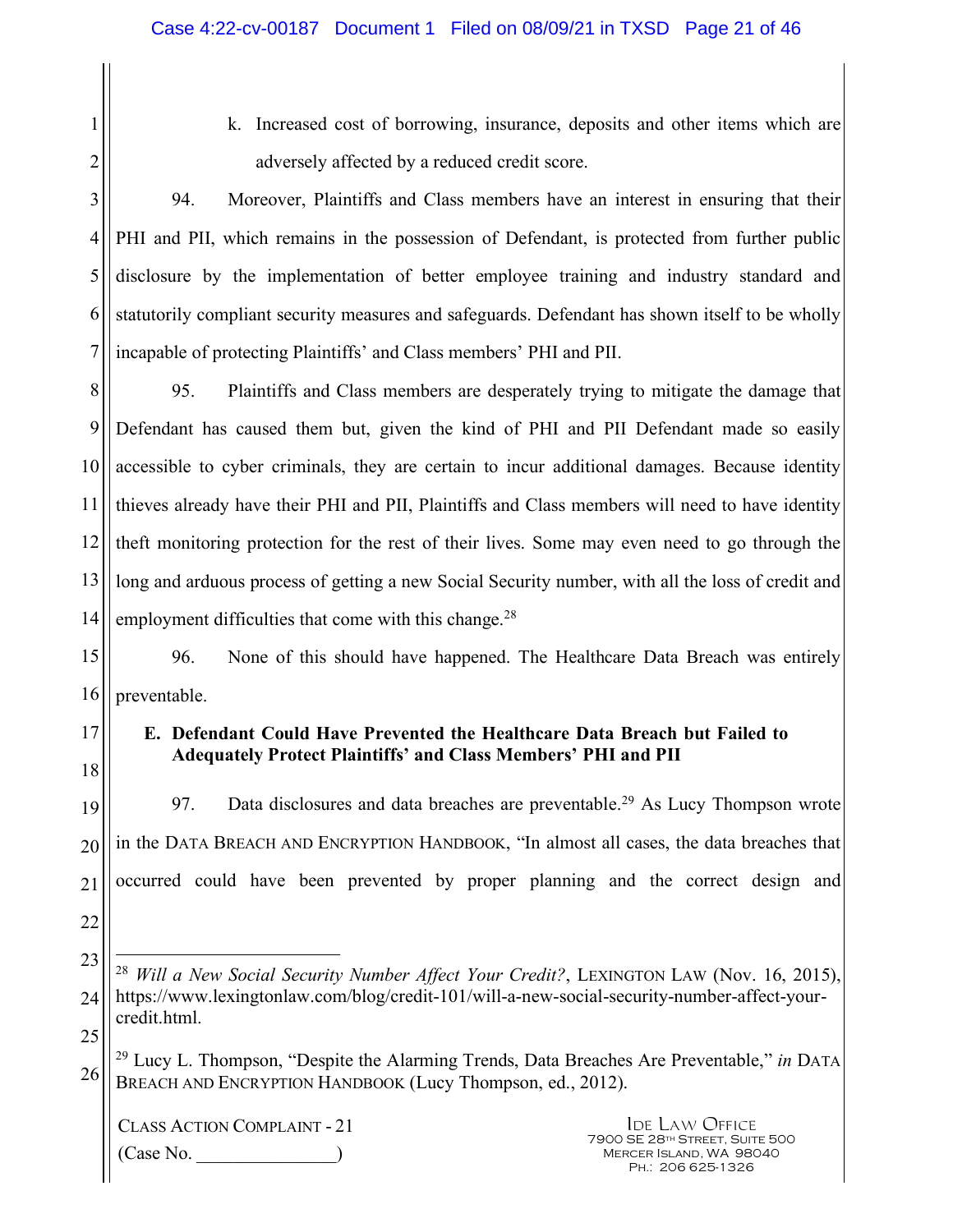k. Increased cost of borrowing, insurance, deposits and other items which are adversely affected by a reduced credit score.

94. Moreover, Plaintiffs and Class members have an interest in ensuring that their PHI and PII, which remains in the possession of Defendant, is protected from further public disclosure by the implementation of better employee training and industry standard and statutorily compliant security measures and safeguards. Defendant has shown itself to be wholly incapable of protecting Plaintiffs' and Class members' PHI and PII.

95. Plaintiffs and Class members are desperately trying to mitigate the damage that Defendant has caused them but, given the kind of PHI and PII Defendant made so easily accessible to cyber criminals, they are certain to incur additional damages. Because identity thieves already have their PHI and PII, Plaintiffs and Class members will need to have identity theft monitoring protection for the rest of their lives. Some may even need to go through the long and arduous process of getting a new Social Security number, with all the loss of credit and employment difficulties that come with this change.[28]

96. None of this should have happened. The Healthcare Data Breach was entirely preventable.

**E. Defendant Could Have Prevented the Healthcare Data Breach but Failed to Adequately Protect Plaintiffs' and Class Members' PHI and PII**

97. Data disclosures and data breaches are preventable.[29] As Lucy Thompson wrote in the DATA BREACH AND ENCRYPTION HANDBOOK, "In almost all cases, the data breaches that occurred could have been prevented by proper planning and the correct design and

---

[28] *Will a New Social Security Number Affect Your Credit?*, LEXINGTON LAW (Nov. 16, 2015), https://www.lexingtonlaw.com/blog/credit-101/will-a-new-social-security-number-affect-your-credit.html.

[29] Lucy L. Thompson, "Despite the Alarming Trends, Data Breaches Are Preventable," *in* DATA BREACH AND ENCRYPTION HANDBOOK (Lucy Thompson, ed., 2012).

CLASS ACTION COMPLAINT - 21
(Case No. _______________)

IDE LAW OFFICE
7900 SE 28TH STREET, SUITE 500
MERCER ISLAND, WA 98040
PH.: 206 625-1326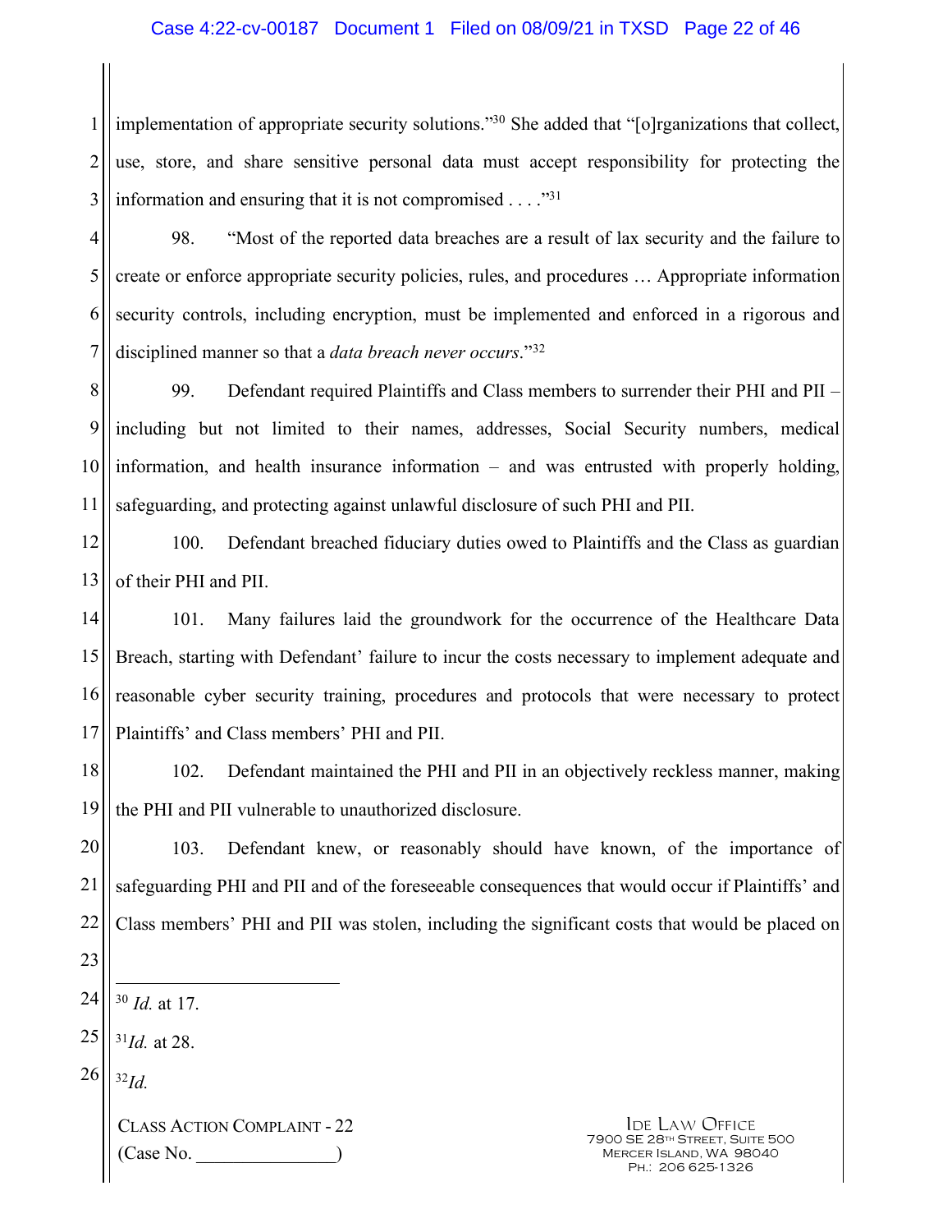implementation of appropriate security solutions."[30] She added that "[o]rganizations that collect, use, store, and share sensitive personal data must accept responsibility for protecting the information and ensuring that it is not compromised . . . ."[31]

98. "Most of the reported data breaches are a result of lax security and the failure to create or enforce appropriate security policies, rules, and procedures … Appropriate information security controls, including encryption, must be implemented and enforced in a rigorous and disciplined manner so that a *data breach never occurs*."[32]

99. Defendant required Plaintiffs and Class members to surrender their PHI and PII – including but not limited to their names, addresses, Social Security numbers, medical information, and health insurance information – and was entrusted with properly holding, safeguarding, and protecting against unlawful disclosure of such PHI and PII.

100. Defendant breached fiduciary duties owed to Plaintiffs and the Class as guardian of their PHI and PII.

101. Many failures laid the groundwork for the occurrence of the Healthcare Data Breach, starting with Defendant' failure to incur the costs necessary to implement adequate and reasonable cyber security training, procedures and protocols that were necessary to protect Plaintiffs' and Class members' PHI and PII.

102. Defendant maintained the PHI and PII in an objectively reckless manner, making the PHI and PII vulnerable to unauthorized disclosure.

103. Defendant knew, or reasonably should have known, of the importance of safeguarding PHI and PII and of the foreseeable consequences that would occur if Plaintiffs' and Class members' PHI and PII was stolen, including the significant costs that would be placed on

---

[30] *Id.* at 17.

[31] *Id.* at 28.

[32] *Id.*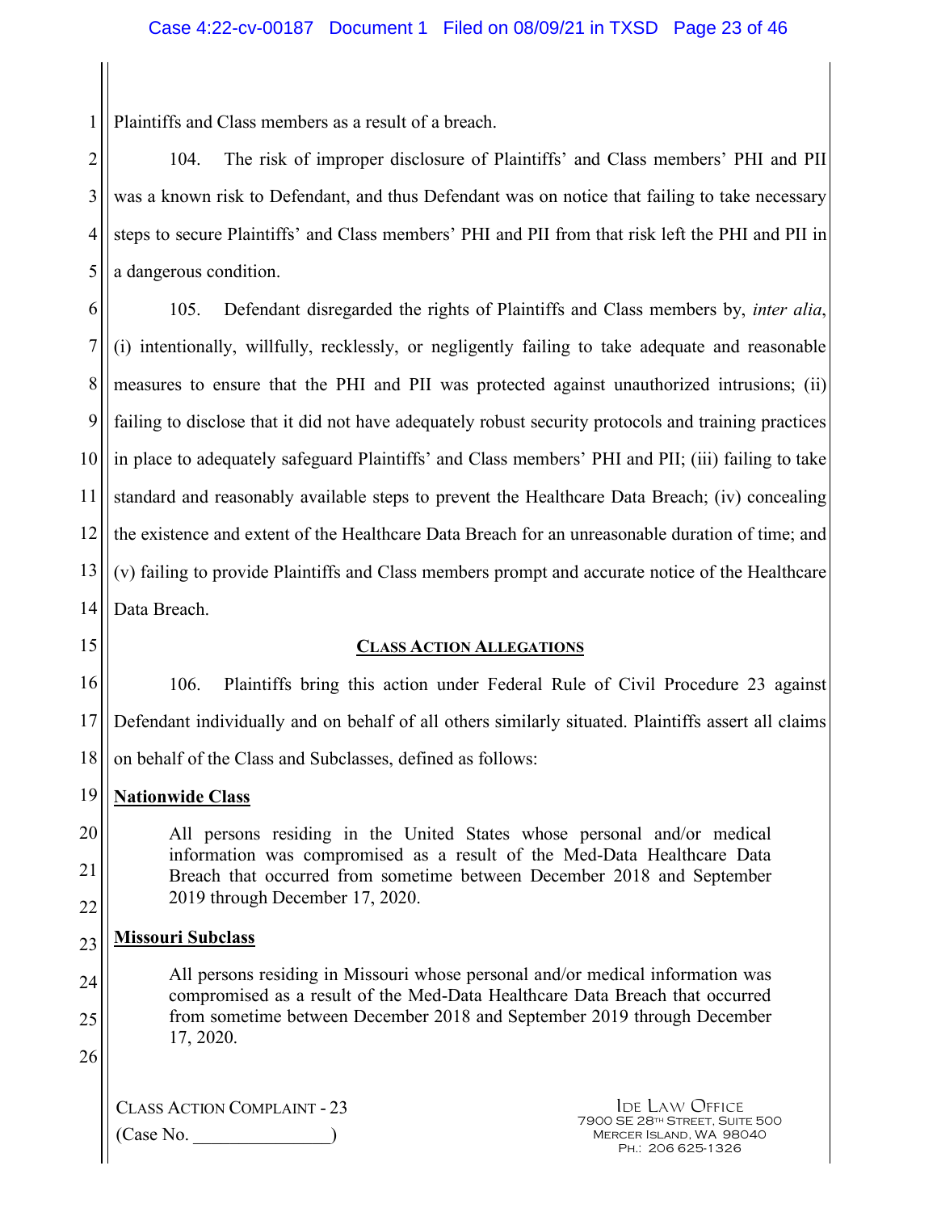Plaintiffs and Class members as a result of a breach.

104. The risk of improper disclosure of Plaintiffs' and Class members' PHI and PII was a known risk to Defendant, and thus Defendant was on notice that failing to take necessary steps to secure Plaintiffs' and Class members' PHI and PII from that risk left the PHI and PII in a dangerous condition.

105. Defendant disregarded the rights of Plaintiffs and Class members by, *inter alia*, (i) intentionally, willfully, recklessly, or negligently failing to take adequate and reasonable measures to ensure that the PHI and PII was protected against unauthorized intrusions; (ii) failing to disclose that it did not have adequately robust security protocols and training practices in place to adequately safeguard Plaintiffs' and Class members' PHI and PII; (iii) failing to take standard and reasonably available steps to prevent the Healthcare Data Breach; (iv) concealing the existence and extent of the Healthcare Data Breach for an unreasonable duration of time; and (v) failing to provide Plaintiffs and Class members prompt and accurate notice of the Healthcare Data Breach.

## CLASS ACTION ALLEGATIONS

106. Plaintiffs bring this action under Federal Rule of Civil Procedure 23 against Defendant individually and on behalf of all others similarly situated. Plaintiffs assert all claims on behalf of the Class and Subclasses, defined as follows:

**Nationwide Class**

> All persons residing in the United States whose personal and/or medical information was compromised as a result of the Med-Data Healthcare Data Breach that occurred from sometime between December 2018 and September 2019 through December 17, 2020.

**Missouri Subclass**

> All persons residing in Missouri whose personal and/or medical information was compromised as a result of the Med-Data Healthcare Data Breach that occurred from sometime between December 2018 and September 2019 through December 17, 2020.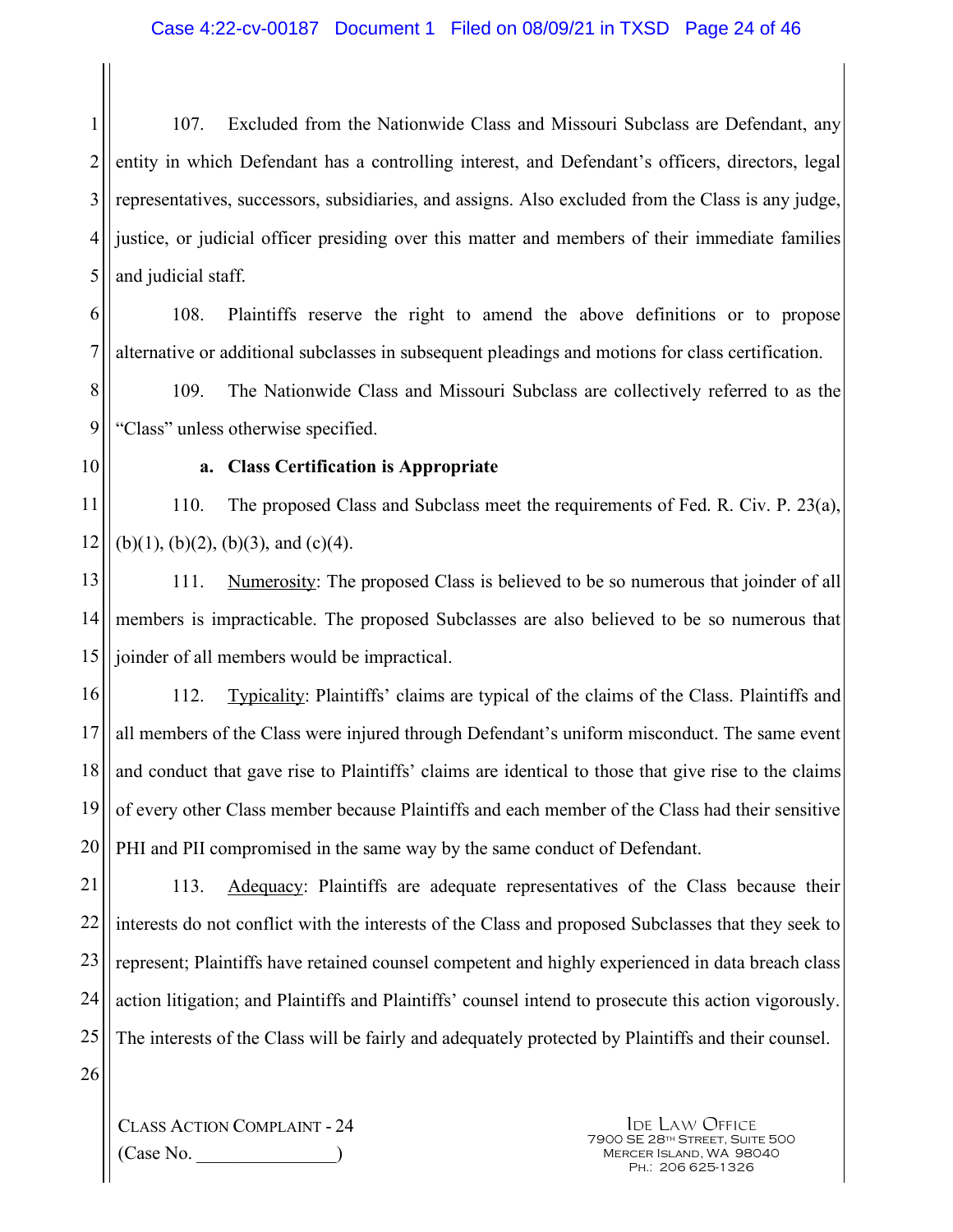107. Excluded from the Nationwide Class and Missouri Subclass are Defendant, any entity in which Defendant has a controlling interest, and Defendant's officers, directors, legal representatives, successors, subsidiaries, and assigns. Also excluded from the Class is any judge, justice, or judicial officer presiding over this matter and members of their immediate families and judicial staff.

108. Plaintiffs reserve the right to amend the above definitions or to propose alternative or additional subclasses in subsequent pleadings and motions for class certification.

109. The Nationwide Class and Missouri Subclass are collectively referred to as the "Class" unless otherwise specified.

**a. Class Certification is Appropriate**

110. The proposed Class and Subclass meet the requirements of Fed. R. Civ. P. 23(a), (b)(1), (b)(2), (b)(3), and (c)(4).

111. Numerosity: The proposed Class is believed to be so numerous that joinder of all members is impracticable. The proposed Subclasses are also believed to be so numerous that joinder of all members would be impractical.

112. Typicality: Plaintiffs' claims are typical of the claims of the Class. Plaintiffs and all members of the Class were injured through Defendant's uniform misconduct. The same event and conduct that gave rise to Plaintiffs' claims are identical to those that give rise to the claims of every other Class member because Plaintiffs and each member of the Class had their sensitive PHI and PII compromised in the same way by the same conduct of Defendant.

113. Adequacy: Plaintiffs are adequate representatives of the Class because their interests do not conflict with the interests of the Class and proposed Subclasses that they seek to represent; Plaintiffs have retained counsel competent and highly experienced in data breach class action litigation; and Plaintiffs and Plaintiffs' counsel intend to prosecute this action vigorously. The interests of the Class will be fairly and adequately protected by Plaintiffs and their counsel.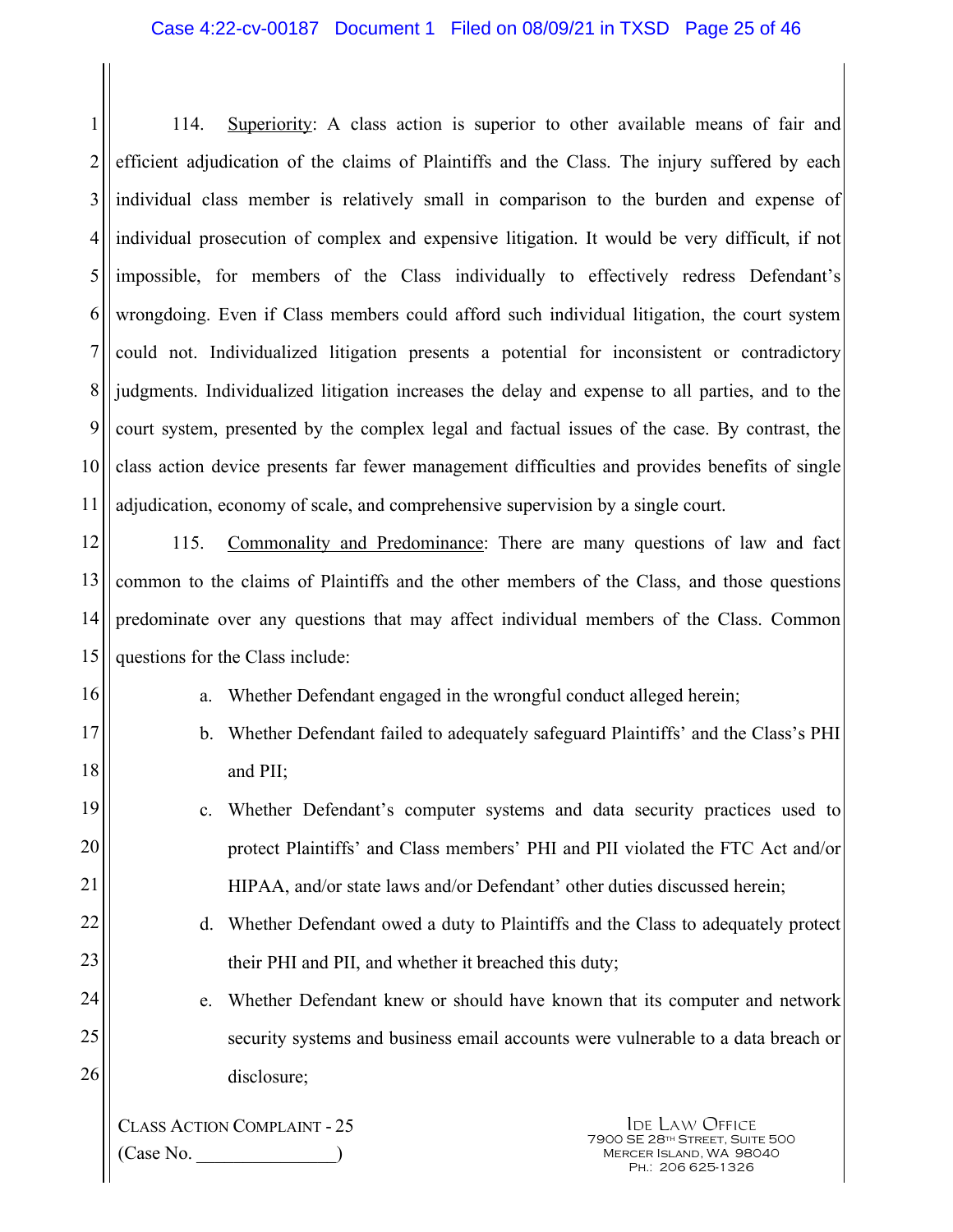114. Superiority: A class action is superior to other available means of fair and efficient adjudication of the claims of Plaintiffs and the Class. The injury suffered by each individual class member is relatively small in comparison to the burden and expense of individual prosecution of complex and expensive litigation. It would be very difficult, if not impossible, for members of the Class individually to effectively redress Defendant's wrongdoing. Even if Class members could afford such individual litigation, the court system could not. Individualized litigation presents a potential for inconsistent or contradictory judgments. Individualized litigation increases the delay and expense to all parties, and to the court system, presented by the complex legal and factual issues of the case. By contrast, the class action device presents far fewer management difficulties and provides benefits of single adjudication, economy of scale, and comprehensive supervision by a single court.

115. Commonality and Predominance: There are many questions of law and fact common to the claims of Plaintiffs and the other members of the Class, and those questions predominate over any questions that may affect individual members of the Class. Common questions for the Class include:

a. Whether Defendant engaged in the wrongful conduct alleged herein;

b. Whether Defendant failed to adequately safeguard Plaintiffs' and the Class's PHI and PII;

c. Whether Defendant's computer systems and data security practices used to protect Plaintiffs' and Class members' PHI and PII violated the FTC Act and/or HIPAA, and/or state laws and/or Defendant' other duties discussed herein;

d. Whether Defendant owed a duty to Plaintiffs and the Class to adequately protect their PHI and PII, and whether it breached this duty;

e. Whether Defendant knew or should have known that its computer and network security systems and business email accounts were vulnerable to a data breach or disclosure;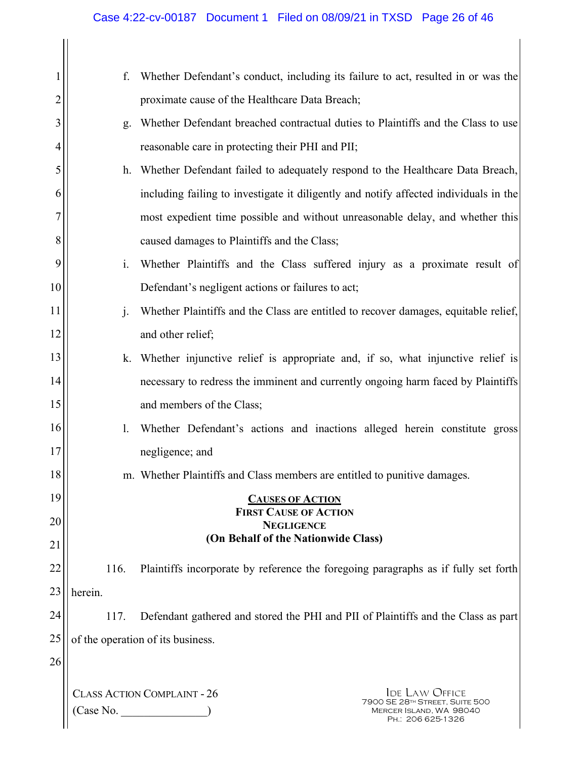f. Whether Defendant's conduct, including its failure to act, resulted in or was the proximate cause of the Healthcare Data Breach;

g. Whether Defendant breached contractual duties to Plaintiffs and the Class to use reasonable care in protecting their PHI and PII;

h. Whether Defendant failed to adequately respond to the Healthcare Data Breach, including failing to investigate it diligently and notify affected individuals in the most expedient time possible and without unreasonable delay, and whether this caused damages to Plaintiffs and the Class;

i. Whether Plaintiffs and the Class suffered injury as a proximate result of Defendant's negligent actions or failures to act;

j. Whether Plaintiffs and the Class are entitled to recover damages, equitable relief, and other relief;

k. Whether injunctive relief is appropriate and, if so, what injunctive relief is necessary to redress the imminent and currently ongoing harm faced by Plaintiffs and members of the Class;

l. Whether Defendant's actions and inactions alleged herein constitute gross negligence; and

m. Whether Plaintiffs and Class members are entitled to punitive damages.

## CAUSES OF ACTION

### FIRST CAUSE OF ACTION
### NEGLIGENCE
### (On Behalf of the Nationwide Class)

116. Plaintiffs incorporate by reference the foregoing paragraphs as if fully set forth herein.

117. Defendant gathered and stored the PHI and PII of Plaintiffs and the Class as part of the operation of its business.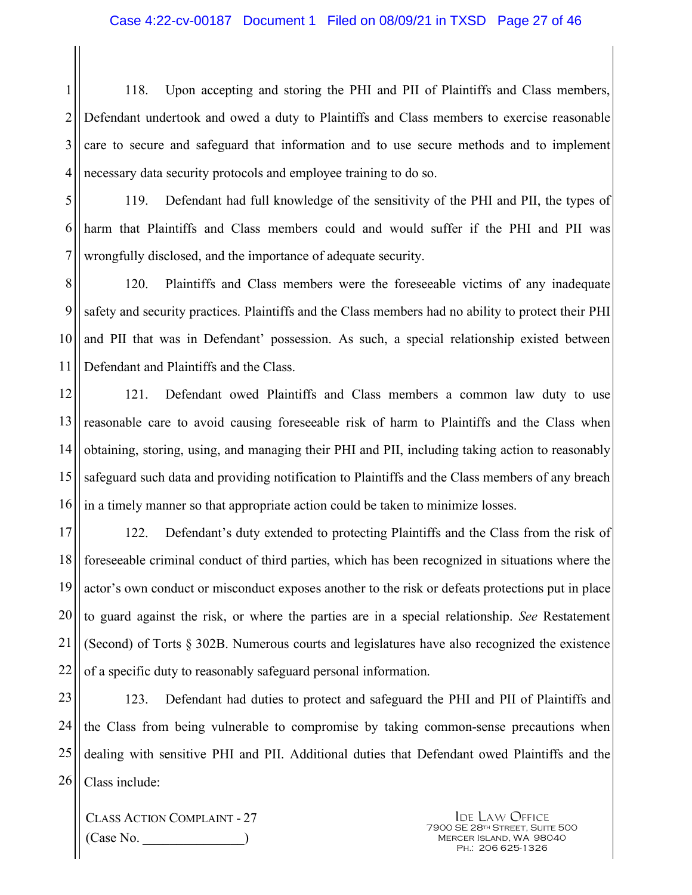118. Upon accepting and storing the PHI and PII of Plaintiffs and Class members, Defendant undertook and owed a duty to Plaintiffs and Class members to exercise reasonable care to secure and safeguard that information and to use secure methods and to implement necessary data security protocols and employee training to do so.

119. Defendant had full knowledge of the sensitivity of the PHI and PII, the types of harm that Plaintiffs and Class members could and would suffer if the PHI and PII was wrongfully disclosed, and the importance of adequate security.

120. Plaintiffs and Class members were the foreseeable victims of any inadequate safety and security practices. Plaintiffs and the Class members had no ability to protect their PHI and PII that was in Defendant' possession. As such, a special relationship existed between Defendant and Plaintiffs and the Class.

121. Defendant owed Plaintiffs and Class members a common law duty to use reasonable care to avoid causing foreseeable risk of harm to Plaintiffs and the Class when obtaining, storing, using, and managing their PHI and PII, including taking action to reasonably safeguard such data and providing notification to Plaintiffs and the Class members of any breach in a timely manner so that appropriate action could be taken to minimize losses.

122. Defendant's duty extended to protecting Plaintiffs and the Class from the risk of foreseeable criminal conduct of third parties, which has been recognized in situations where the actor's own conduct or misconduct exposes another to the risk or defeats protections put in place to guard against the risk, or where the parties are in a special relationship. *See* Restatement (Second) of Torts § 302B. Numerous courts and legislatures have also recognized the existence of a specific duty to reasonably safeguard personal information.

123. Defendant had duties to protect and safeguard the PHI and PII of Plaintiffs and the Class from being vulnerable to compromise by taking common-sense precautions when dealing with sensitive PHI and PII. Additional duties that Defendant owed Plaintiffs and the Class include:

CLASS ACTION COMPLAINT - 27
(Case No. _______________)

IDE LAW OFFICE
7900 SE 28TH STREET, SUITE 500
MERCER ISLAND, WA 98040
PH.: 206 625-1326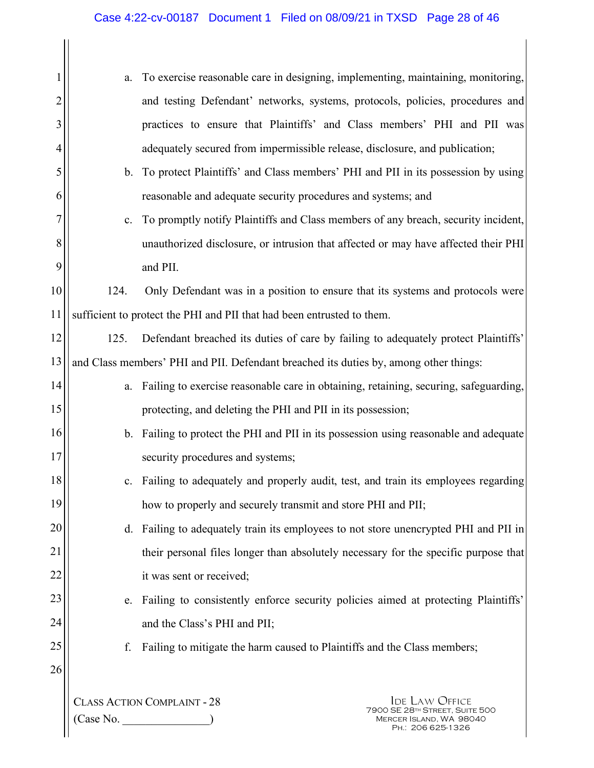a. To exercise reasonable care in designing, implementing, maintaining, monitoring, and testing Defendant' networks, systems, protocols, policies, procedures and practices to ensure that Plaintiffs' and Class members' PHI and PII was adequately secured from impermissible release, disclosure, and publication;

b. To protect Plaintiffs' and Class members' PHI and PII in its possession by using reasonable and adequate security procedures and systems; and

c. To promptly notify Plaintiffs and Class members of any breach, security incident, unauthorized disclosure, or intrusion that affected or may have affected their PHI and PII.

124. Only Defendant was in a position to ensure that its systems and protocols were sufficient to protect the PHI and PII that had been entrusted to them.

125. Defendant breached its duties of care by failing to adequately protect Plaintiffs' and Class members' PHI and PII. Defendant breached its duties by, among other things:

a. Failing to exercise reasonable care in obtaining, retaining, securing, safeguarding, protecting, and deleting the PHI and PII in its possession;

b. Failing to protect the PHI and PII in its possession using reasonable and adequate security procedures and systems;

c. Failing to adequately and properly audit, test, and train its employees regarding how to properly and securely transmit and store PHI and PII;

d. Failing to adequately train its employees to not store unencrypted PHI and PII in their personal files longer than absolutely necessary for the specific purpose that it was sent or received;

e. Failing to consistently enforce security policies aimed at protecting Plaintiffs' and the Class's PHI and PII;

f. Failing to mitigate the harm caused to Plaintiffs and the Class members;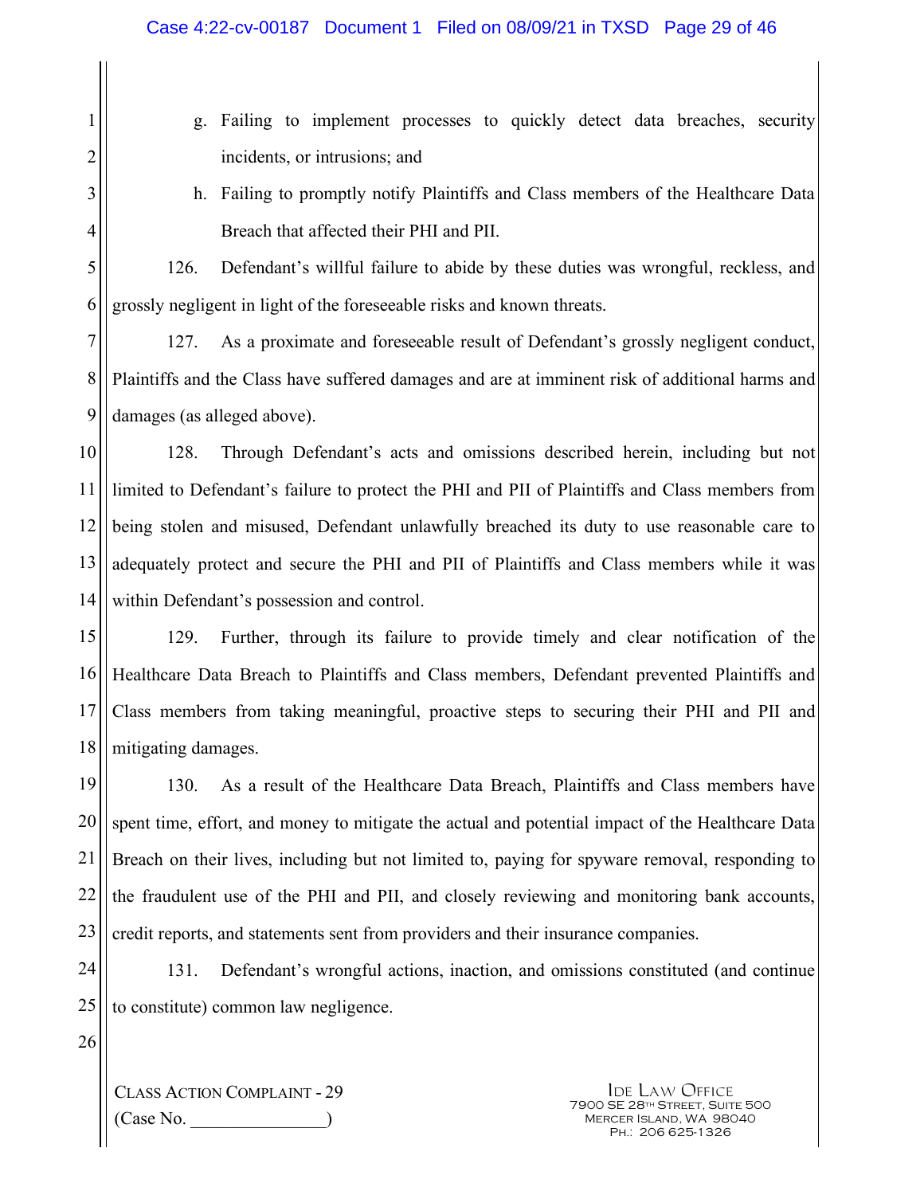g. Failing to implement processes to quickly detect data breaches, security incidents, or intrusions; and

h. Failing to promptly notify Plaintiffs and Class members of the Healthcare Data Breach that affected their PHI and PII.

126. Defendant's willful failure to abide by these duties was wrongful, reckless, and grossly negligent in light of the foreseeable risks and known threats.

127. As a proximate and foreseeable result of Defendant's grossly negligent conduct, Plaintiffs and the Class have suffered damages and are at imminent risk of additional harms and damages (as alleged above).

128. Through Defendant's acts and omissions described herein, including but not limited to Defendant's failure to protect the PHI and PII of Plaintiffs and Class members from being stolen and misused, Defendant unlawfully breached its duty to use reasonable care to adequately protect and secure the PHI and PII of Plaintiffs and Class members while it was within Defendant's possession and control.

129. Further, through its failure to provide timely and clear notification of the Healthcare Data Breach to Plaintiffs and Class members, Defendant prevented Plaintiffs and Class members from taking meaningful, proactive steps to securing their PHI and PII and mitigating damages.

130. As a result of the Healthcare Data Breach, Plaintiffs and Class members have spent time, effort, and money to mitigate the actual and potential impact of the Healthcare Data Breach on their lives, including but not limited to, paying for spyware removal, responding to the fraudulent use of the PHI and PII, and closely reviewing and monitoring bank accounts, credit reports, and statements sent from providers and their insurance companies.

131. Defendant's wrongful actions, inaction, and omissions constituted (and continue to constitute) common law negligence.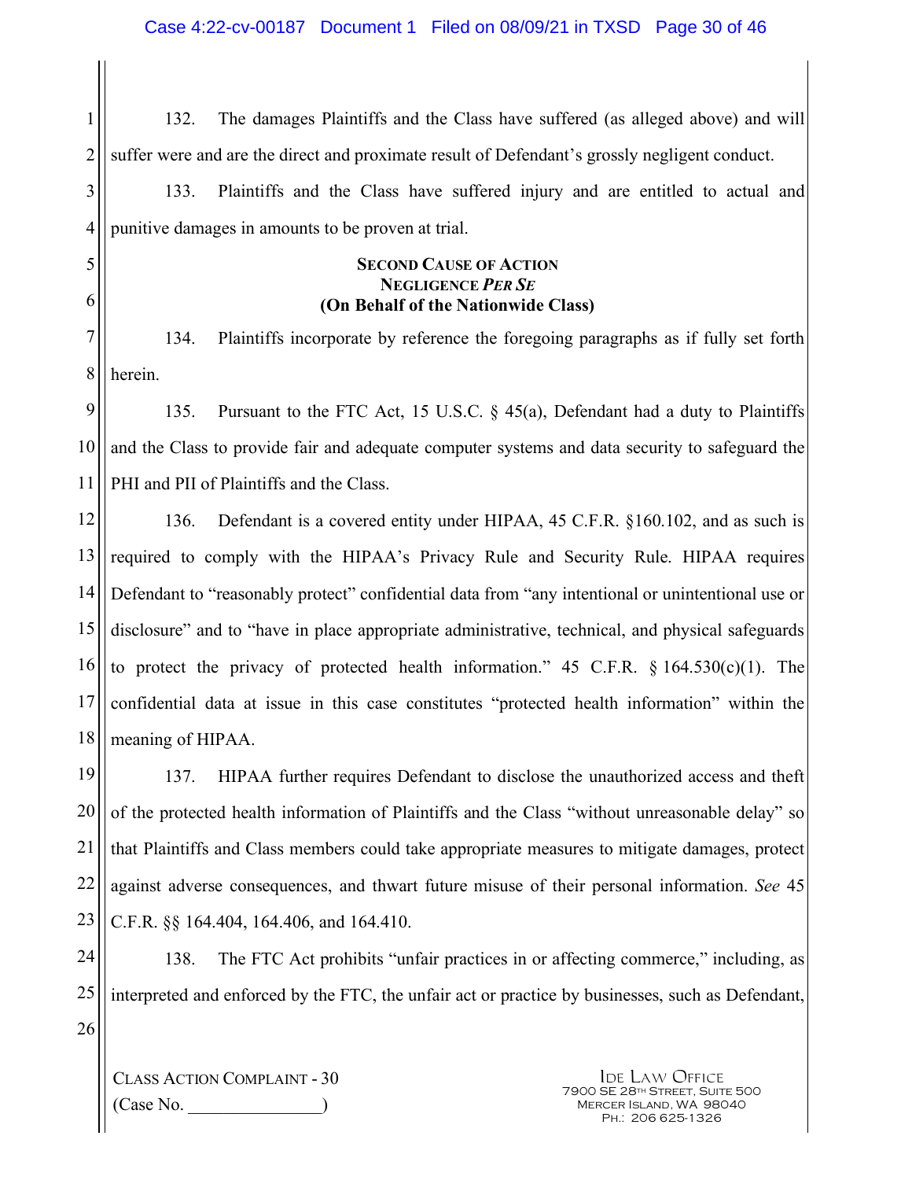132. The damages Plaintiffs and the Class have suffered (as alleged above) and will suffer were and are the direct and proximate result of Defendant's grossly negligent conduct.

133. Plaintiffs and the Class have suffered injury and are entitled to actual and punitive damages in amounts to be proven at trial.

### SECOND CAUSE OF ACTION
### NEGLIGENCE *PER SE*
### (On Behalf of the Nationwide Class)

134. Plaintiffs incorporate by reference the foregoing paragraphs as if fully set forth herein.

135. Pursuant to the FTC Act, 15 U.S.C. § 45(a), Defendant had a duty to Plaintiffs and the Class to provide fair and adequate computer systems and data security to safeguard the PHI and PII of Plaintiffs and the Class.

136. Defendant is a covered entity under HIPAA, 45 C.F.R. §160.102, and as such is required to comply with the HIPAA's Privacy Rule and Security Rule. HIPAA requires Defendant to "reasonably protect" confidential data from "any intentional or unintentional use or disclosure" and to "have in place appropriate administrative, technical, and physical safeguards to protect the privacy of protected health information." 45 C.F.R. § 164.530(c)(1). The confidential data at issue in this case constitutes "protected health information" within the meaning of HIPAA.

137. HIPAA further requires Defendant to disclose the unauthorized access and theft of the protected health information of Plaintiffs and the Class "without unreasonable delay" so that Plaintiffs and Class members could take appropriate measures to mitigate damages, protect against adverse consequences, and thwart future misuse of their personal information. *See* 45 C.F.R. §§ 164.404, 164.406, and 164.410.

138. The FTC Act prohibits "unfair practices in or affecting commerce," including, as interpreted and enforced by the FTC, the unfair act or practice by businesses, such as Defendant,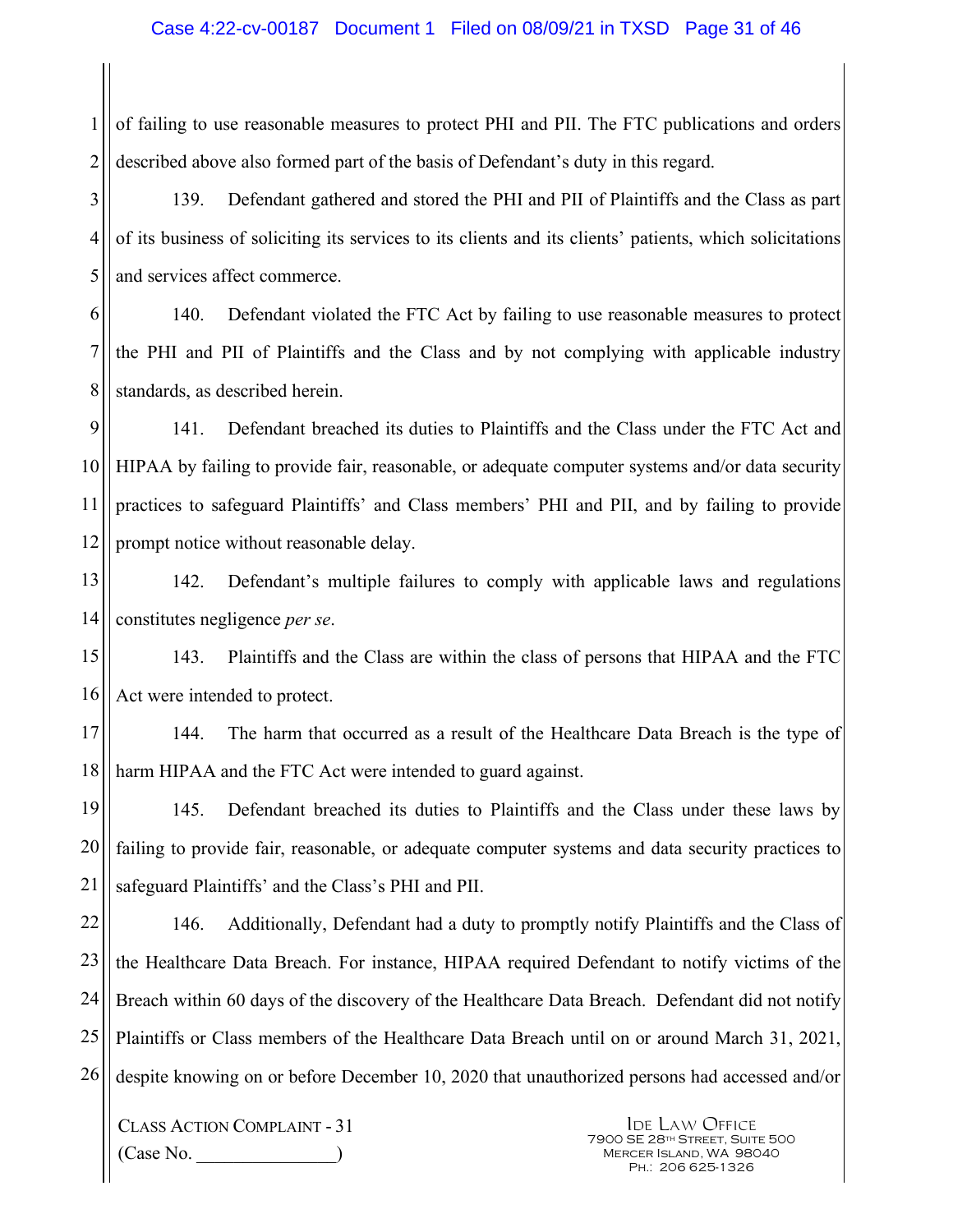of failing to use reasonable measures to protect PHI and PII. The FTC publications and orders described above also formed part of the basis of Defendant's duty in this regard.

139. Defendant gathered and stored the PHI and PII of Plaintiffs and the Class as part of its business of soliciting its services to its clients and its clients' patients, which solicitations and services affect commerce.

140. Defendant violated the FTC Act by failing to use reasonable measures to protect the PHI and PII of Plaintiffs and the Class and by not complying with applicable industry standards, as described herein.

141. Defendant breached its duties to Plaintiffs and the Class under the FTC Act and HIPAA by failing to provide fair, reasonable, or adequate computer systems and/or data security practices to safeguard Plaintiffs' and Class members' PHI and PII, and by failing to provide prompt notice without reasonable delay.

142. Defendant's multiple failures to comply with applicable laws and regulations constitutes negligence *per se*.

143. Plaintiffs and the Class are within the class of persons that HIPAA and the FTC Act were intended to protect.

144. The harm that occurred as a result of the Healthcare Data Breach is the type of harm HIPAA and the FTC Act were intended to guard against.

145. Defendant breached its duties to Plaintiffs and the Class under these laws by failing to provide fair, reasonable, or adequate computer systems and data security practices to safeguard Plaintiffs' and the Class's PHI and PII.

146. Additionally, Defendant had a duty to promptly notify Plaintiffs and the Class of the Healthcare Data Breach. For instance, HIPAA required Defendant to notify victims of the Breach within 60 days of the discovery of the Healthcare Data Breach. Defendant did not notify Plaintiffs or Class members of the Healthcare Data Breach until on or around March 31, 2021, despite knowing on or before December 10, 2020 that unauthorized persons had accessed and/or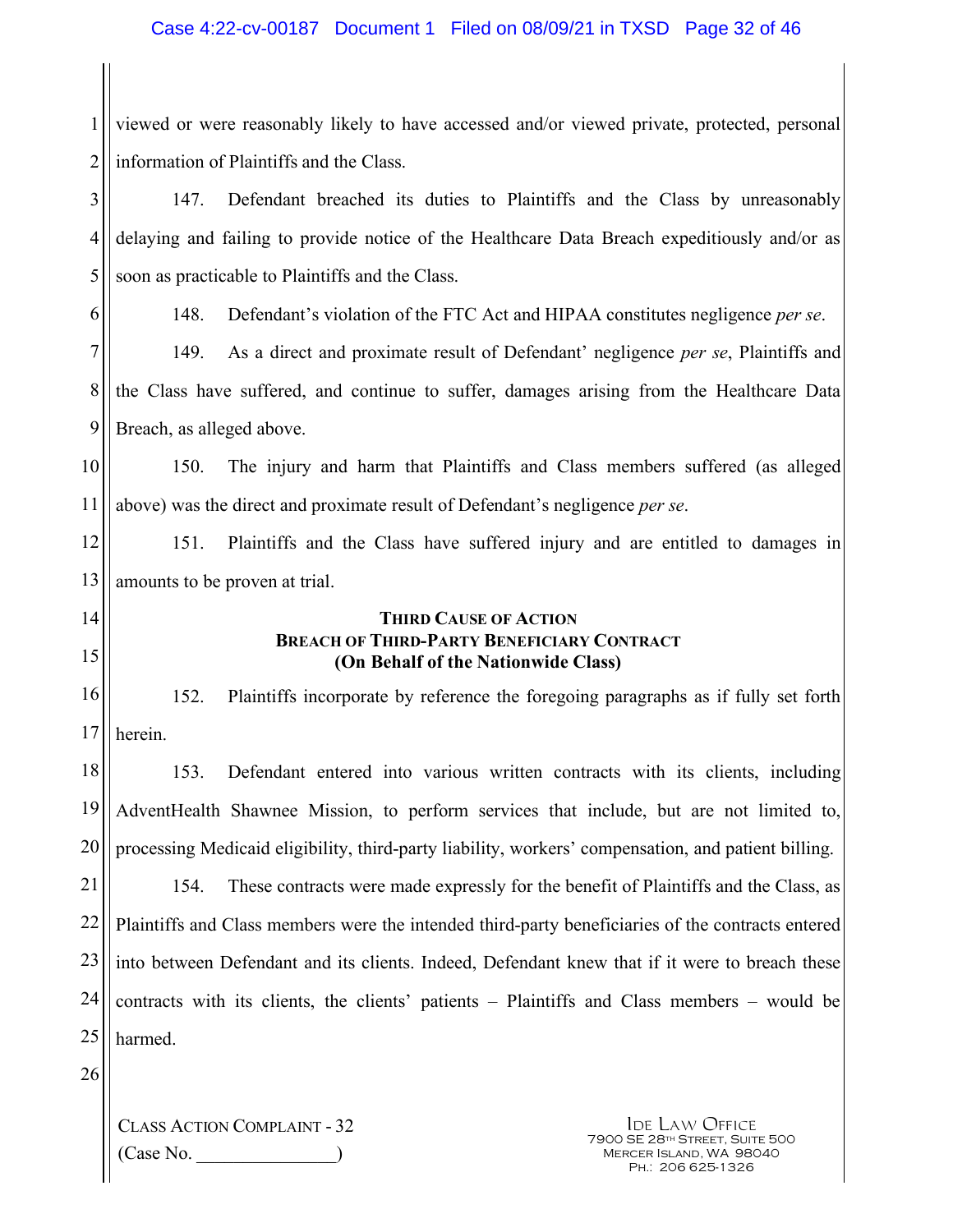viewed or were reasonably likely to have accessed and/or viewed private, protected, personal information of Plaintiffs and the Class.

147. Defendant breached its duties to Plaintiffs and the Class by unreasonably delaying and failing to provide notice of the Healthcare Data Breach expeditiously and/or as soon as practicable to Plaintiffs and the Class.

148. Defendant's violation of the FTC Act and HIPAA constitutes negligence *per se*.

149. As a direct and proximate result of Defendant' negligence *per se*, Plaintiffs and the Class have suffered, and continue to suffer, damages arising from the Healthcare Data Breach, as alleged above.

150. The injury and harm that Plaintiffs and Class members suffered (as alleged above) was the direct and proximate result of Defendant's negligence *per se*.

151. Plaintiffs and the Class have suffered injury and are entitled to damages in amounts to be proven at trial.

**THIRD CAUSE OF ACTION**
**BREACH OF THIRD-PARTY BENEFICIARY CONTRACT**
**(On Behalf of the Nationwide Class)**

152. Plaintiffs incorporate by reference the foregoing paragraphs as if fully set forth herein.

153. Defendant entered into various written contracts with its clients, including AdventHealth Shawnee Mission, to perform services that include, but are not limited to, processing Medicaid eligibility, third-party liability, workers' compensation, and patient billing.

154. These contracts were made expressly for the benefit of Plaintiffs and the Class, as Plaintiffs and Class members were the intended third-party beneficiaries of the contracts entered into between Defendant and its clients. Indeed, Defendant knew that if it were to breach these contracts with its clients, the clients' patients – Plaintiffs and Class members – would be harmed.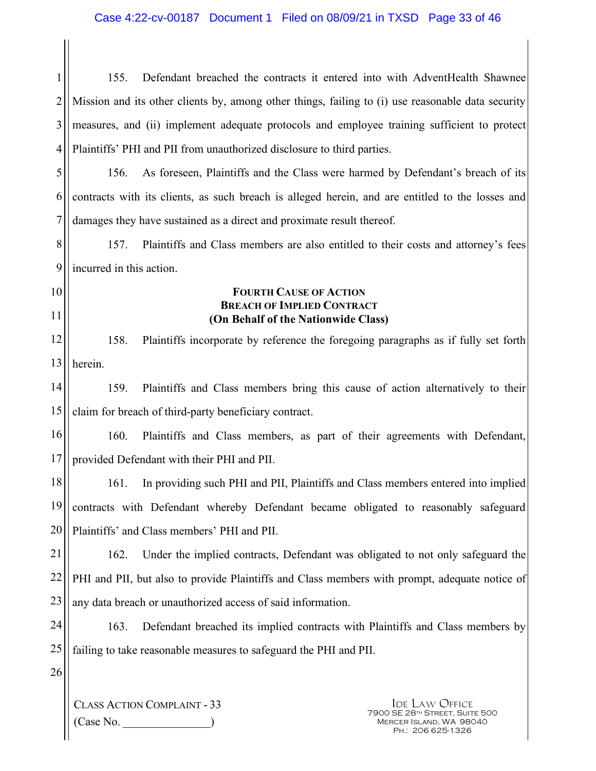155. Defendant breached the contracts it entered into with AdventHealth Shawnee Mission and its other clients by, among other things, failing to (i) use reasonable data security measures, and (ii) implement adequate protocols and employee training sufficient to protect Plaintiffs' PHI and PII from unauthorized disclosure to third parties.

156. As foreseen, Plaintiffs and the Class were harmed by Defendant's breach of its contracts with its clients, as such breach is alleged herein, and are entitled to the losses and damages they have sustained as a direct and proximate result thereof.

157. Plaintiffs and Class members are also entitled to their costs and attorney's fees incurred in this action.

**FOURTH CAUSE OF ACTION**
**BREACH OF IMPLIED CONTRACT**
**(On Behalf of the Nationwide Class)**

158. Plaintiffs incorporate by reference the foregoing paragraphs as if fully set forth herein.

159. Plaintiffs and Class members bring this cause of action alternatively to their claim for breach of third-party beneficiary contract.

160. Plaintiffs and Class members, as part of their agreements with Defendant, provided Defendant with their PHI and PII.

161. In providing such PHI and PII, Plaintiffs and Class members entered into implied contracts with Defendant whereby Defendant became obligated to reasonably safeguard Plaintiffs' and Class members' PHI and PII.

162. Under the implied contracts, Defendant was obligated to not only safeguard the PHI and PII, but also to provide Plaintiffs and Class members with prompt, adequate notice of any data breach or unauthorized access of said information.

163. Defendant breached its implied contracts with Plaintiffs and Class members by failing to take reasonable measures to safeguard the PHI and PII.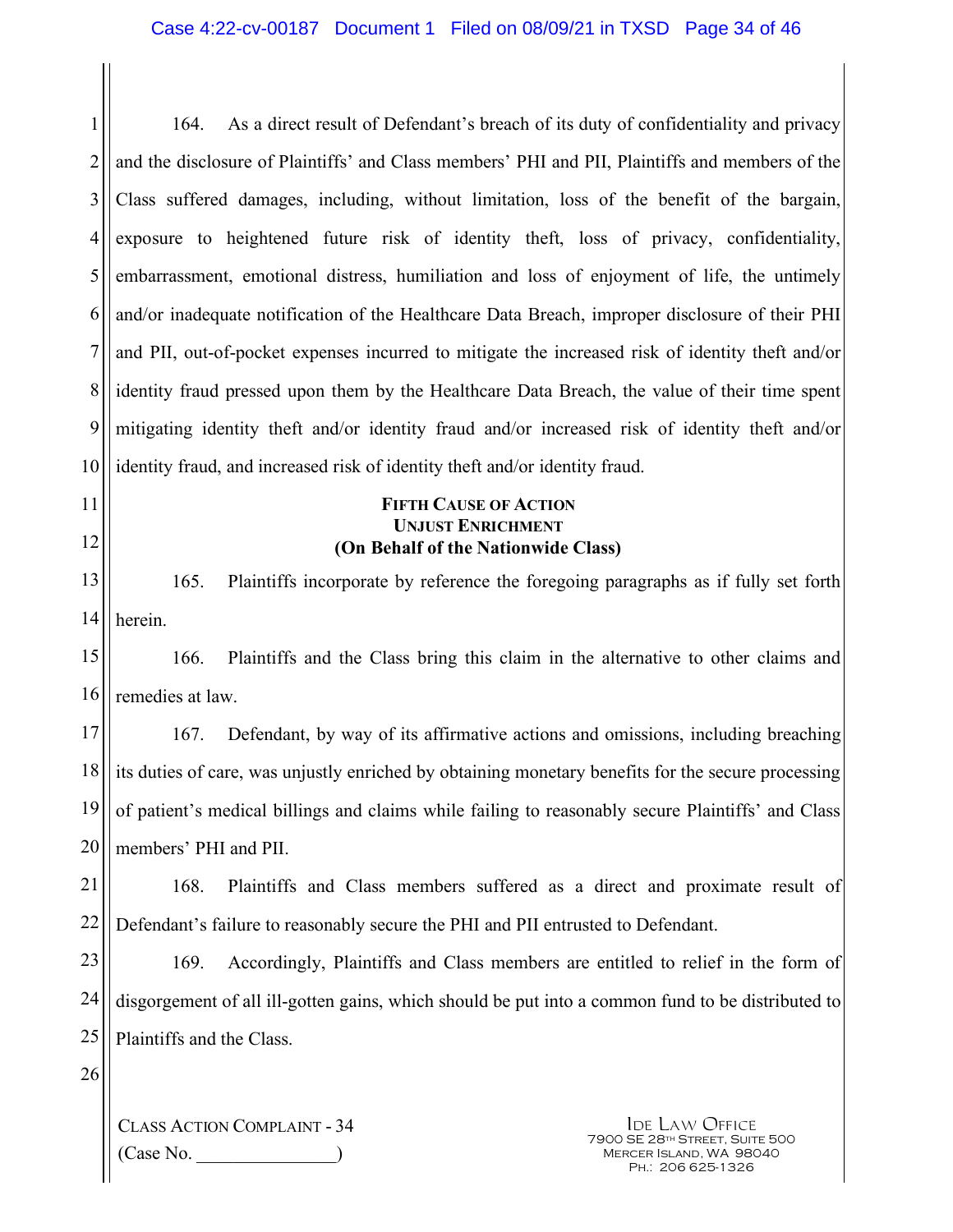164. As a direct result of Defendant's breach of its duty of confidentiality and privacy and the disclosure of Plaintiffs' and Class members' PHI and PII, Plaintiffs and members of the Class suffered damages, including, without limitation, loss of the benefit of the bargain, exposure to heightened future risk of identity theft, loss of privacy, confidentiality, embarrassment, emotional distress, humiliation and loss of enjoyment of life, the untimely and/or inadequate notification of the Healthcare Data Breach, improper disclosure of their PHI and PII, out-of-pocket expenses incurred to mitigate the increased risk of identity theft and/or identity fraud pressed upon them by the Healthcare Data Breach, the value of their time spent mitigating identity theft and/or identity fraud and/or increased risk of identity theft and/or identity fraud, and increased risk of identity theft and/or identity fraud.

**FIFTH CAUSE OF ACTION**
**UNJUST ENRICHMENT**
**(On Behalf of the Nationwide Class)**

165. Plaintiffs incorporate by reference the foregoing paragraphs as if fully set forth herein.

166. Plaintiffs and the Class bring this claim in the alternative to other claims and remedies at law.

167. Defendant, by way of its affirmative actions and omissions, including breaching its duties of care, was unjustly enriched by obtaining monetary benefits for the secure processing of patient's medical billings and claims while failing to reasonably secure Plaintiffs' and Class members' PHI and PII.

168. Plaintiffs and Class members suffered as a direct and proximate result of Defendant's failure to reasonably secure the PHI and PII entrusted to Defendant.

169. Accordingly, Plaintiffs and Class members are entitled to relief in the form of disgorgement of all ill-gotten gains, which should be put into a common fund to be distributed to Plaintiffs and the Class.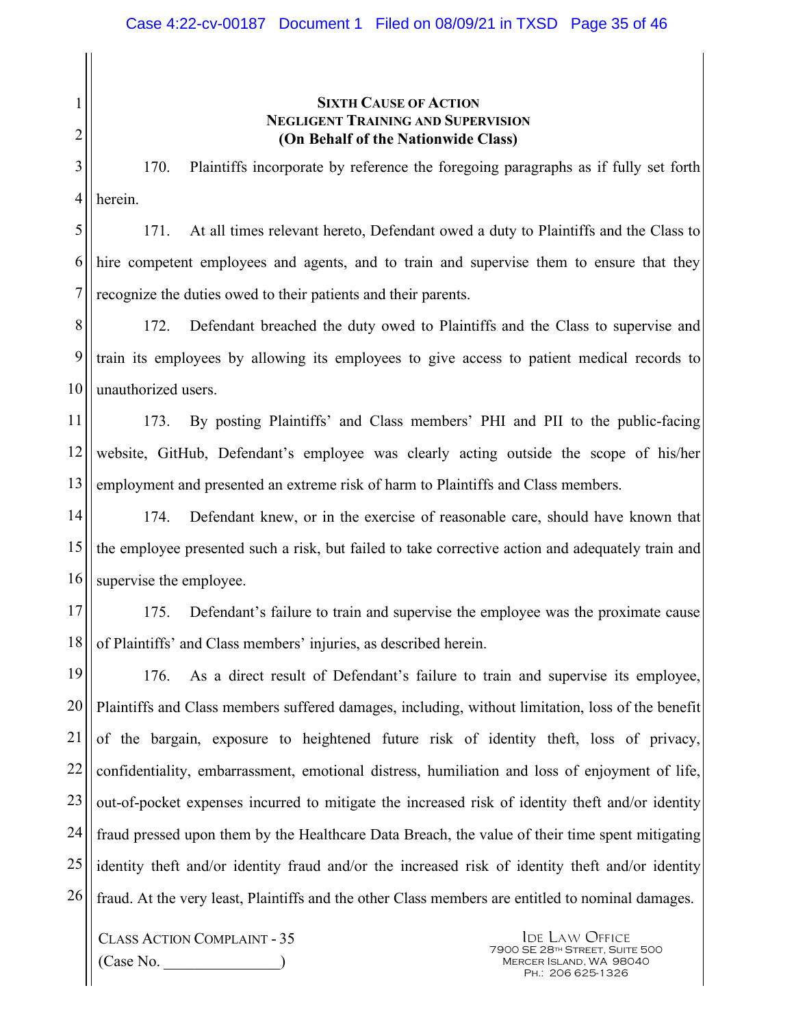**SIXTH CAUSE OF ACTION**
**NEGLIGENT TRAINING AND SUPERVISION**
**(On Behalf of the Nationwide Class)**

170. Plaintiffs incorporate by reference the foregoing paragraphs as if fully set forth herein.

171. At all times relevant hereto, Defendant owed a duty to Plaintiffs and the Class to hire competent employees and agents, and to train and supervise them to ensure that they recognize the duties owed to their patients and their parents.

172. Defendant breached the duty owed to Plaintiffs and the Class to supervise and train its employees by allowing its employees to give access to patient medical records to unauthorized users.

173. By posting Plaintiffs' and Class members' PHI and PII to the public-facing website, GitHub, Defendant's employee was clearly acting outside the scope of his/her employment and presented an extreme risk of harm to Plaintiffs and Class members.

174. Defendant knew, or in the exercise of reasonable care, should have known that the employee presented such a risk, but failed to take corrective action and adequately train and supervise the employee.

175. Defendant's failure to train and supervise the employee was the proximate cause of Plaintiffs' and Class members' injuries, as described herein.

176. As a direct result of Defendant's failure to train and supervise its employee, Plaintiffs and Class members suffered damages, including, without limitation, loss of the benefit of the bargain, exposure to heightened future risk of identity theft, loss of privacy, confidentiality, embarrassment, emotional distress, humiliation and loss of enjoyment of life, out-of-pocket expenses incurred to mitigate the increased risk of identity theft and/or identity fraud pressed upon them by the Healthcare Data Breach, the value of their time spent mitigating identity theft and/or identity fraud and/or the increased risk of identity theft and/or identity fraud. At the very least, Plaintiffs and the other Class members are entitled to nominal damages.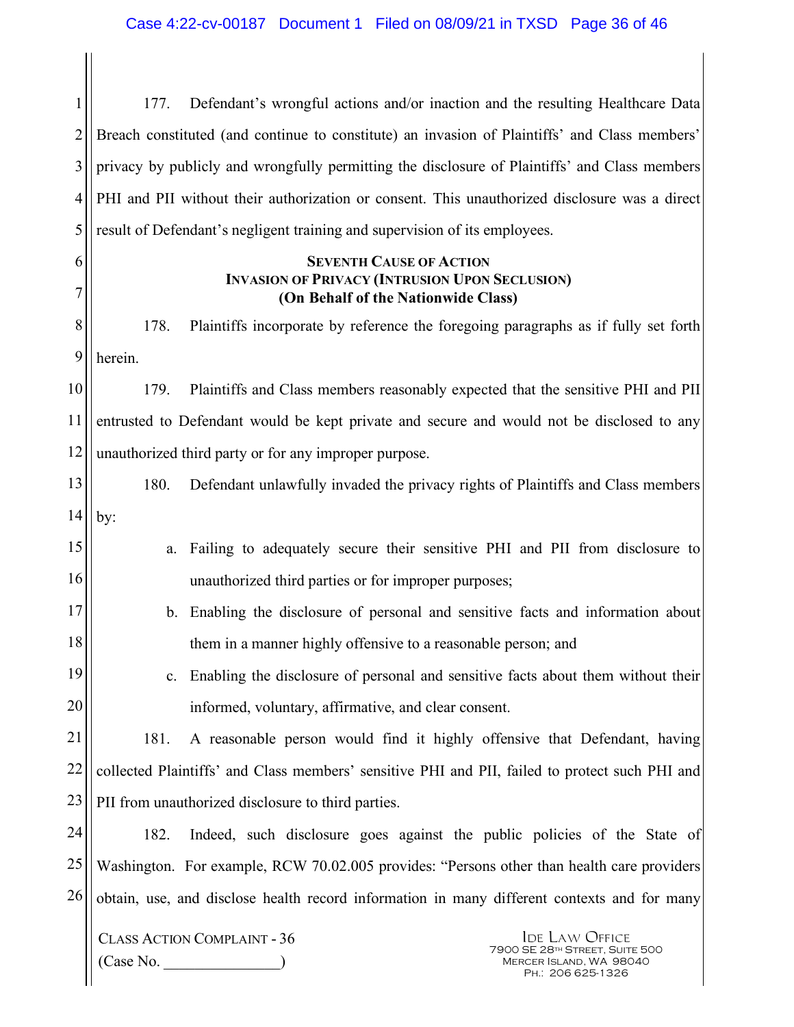177. Defendant's wrongful actions and/or inaction and the resulting Healthcare Data Breach constituted (and continue to constitute) an invasion of Plaintiffs' and Class members' privacy by publicly and wrongfully permitting the disclosure of Plaintiffs' and Class members PHI and PII without their authorization or consent. This unauthorized disclosure was a direct result of Defendant's negligent training and supervision of its employees.

**SEVENTH CAUSE OF ACTION**
**INVASION OF PRIVACY (INTRUSION UPON SECLUSION)**
**(On Behalf of the Nationwide Class)**

178. Plaintiffs incorporate by reference the foregoing paragraphs as if fully set forth herein.

179. Plaintiffs and Class members reasonably expected that the sensitive PHI and PII entrusted to Defendant would be kept private and secure and would not be disclosed to any unauthorized third party or for any improper purpose.

180. Defendant unlawfully invaded the privacy rights of Plaintiffs and Class members by:

a. Failing to adequately secure their sensitive PHI and PII from disclosure to unauthorized third parties or for improper purposes;

b. Enabling the disclosure of personal and sensitive facts and information about them in a manner highly offensive to a reasonable person; and

c. Enabling the disclosure of personal and sensitive facts about them without their informed, voluntary, affirmative, and clear consent.

181. A reasonable person would find it highly offensive that Defendant, having collected Plaintiffs' and Class members' sensitive PHI and PII, failed to protect such PHI and PII from unauthorized disclosure to third parties.

182. Indeed, such disclosure goes against the public policies of the State of Washington. For example, RCW 70.02.005 provides: "Persons other than health care providers obtain, use, and disclose health record information in many different contexts and for many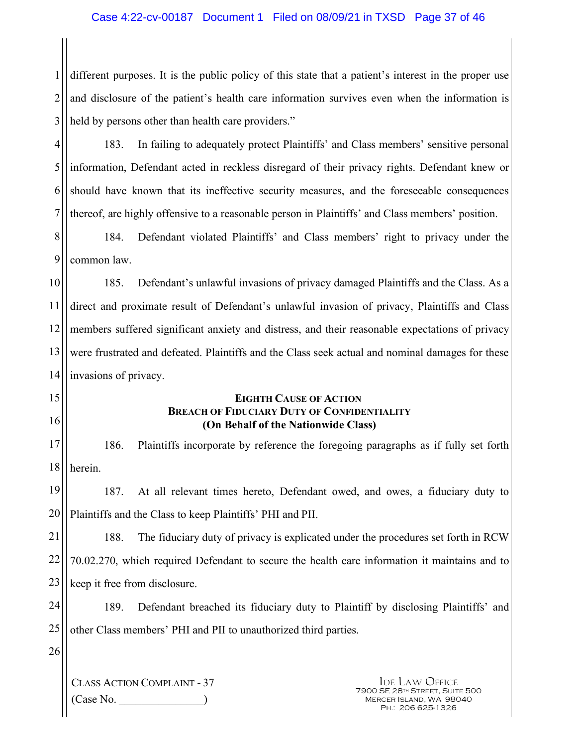different purposes. It is the public policy of this state that a patient's interest in the proper use and disclosure of the patient's health care information survives even when the information is held by persons other than health care providers."

183. In failing to adequately protect Plaintiffs' and Class members' sensitive personal information, Defendant acted in reckless disregard of their privacy rights. Defendant knew or should have known that its ineffective security measures, and the foreseeable consequences thereof, are highly offensive to a reasonable person in Plaintiffs' and Class members' position.

184. Defendant violated Plaintiffs' and Class members' right to privacy under the common law.

185. Defendant's unlawful invasions of privacy damaged Plaintiffs and the Class. As a direct and proximate result of Defendant's unlawful invasion of privacy, Plaintiffs and Class members suffered significant anxiety and distress, and their reasonable expectations of privacy were frustrated and defeated. Plaintiffs and the Class seek actual and nominal damages for these invasions of privacy.

## EIGHTH CAUSE OF ACTION
## BREACH OF FIDUCIARY DUTY OF CONFIDENTIALITY
## (On Behalf of the Nationwide Class)

186. Plaintiffs incorporate by reference the foregoing paragraphs as if fully set forth herein.

187. At all relevant times hereto, Defendant owed, and owes, a fiduciary duty to Plaintiffs and the Class to keep Plaintiffs' PHI and PII.

188. The fiduciary duty of privacy is explicated under the procedures set forth in RCW 70.02.270, which required Defendant to secure the health care information it maintains and to keep it free from disclosure.

189. Defendant breached its fiduciary duty to Plaintiff by disclosing Plaintiffs' and other Class members' PHI and PII to unauthorized third parties.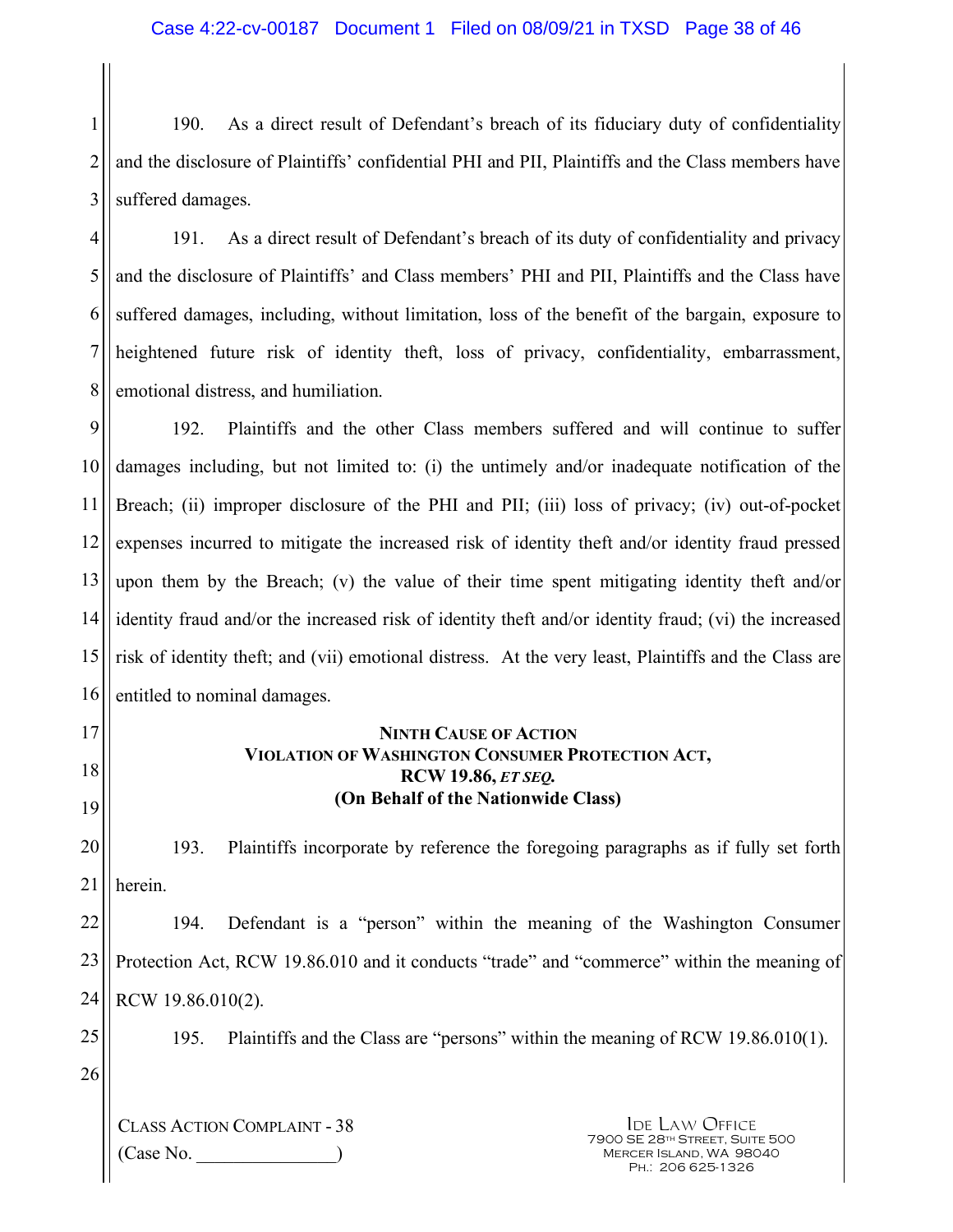190. As a direct result of Defendant's breach of its fiduciary duty of confidentiality and the disclosure of Plaintiffs' confidential PHI and PII, Plaintiffs and the Class members have suffered damages.

191. As a direct result of Defendant's breach of its duty of confidentiality and privacy and the disclosure of Plaintiffs' and Class members' PHI and PII, Plaintiffs and the Class have suffered damages, including, without limitation, loss of the benefit of the bargain, exposure to heightened future risk of identity theft, loss of privacy, confidentiality, embarrassment, emotional distress, and humiliation.

192. Plaintiffs and the other Class members suffered and will continue to suffer damages including, but not limited to: (i) the untimely and/or inadequate notification of the Breach; (ii) improper disclosure of the PHI and PII; (iii) loss of privacy; (iv) out-of-pocket expenses incurred to mitigate the increased risk of identity theft and/or identity fraud pressed upon them by the Breach; (v) the value of their time spent mitigating identity theft and/or identity fraud and/or the increased risk of identity theft and/or identity fraud; (vi) the increased risk of identity theft; and (vii) emotional distress. At the very least, Plaintiffs and the Class are entitled to nominal damages.

**NINTH CAUSE OF ACTION**
**VIOLATION OF WASHINGTON CONSUMER PROTECTION ACT,**
**RCW 19.86, *ET SEQ.***
**(On Behalf of the Nationwide Class)**

193. Plaintiffs incorporate by reference the foregoing paragraphs as if fully set forth herein.

194. Defendant is a "person" within the meaning of the Washington Consumer Protection Act, RCW 19.86.010 and it conducts "trade" and "commerce" within the meaning of RCW 19.86.010(2).

195. Plaintiffs and the Class are "persons" within the meaning of RCW 19.86.010(1).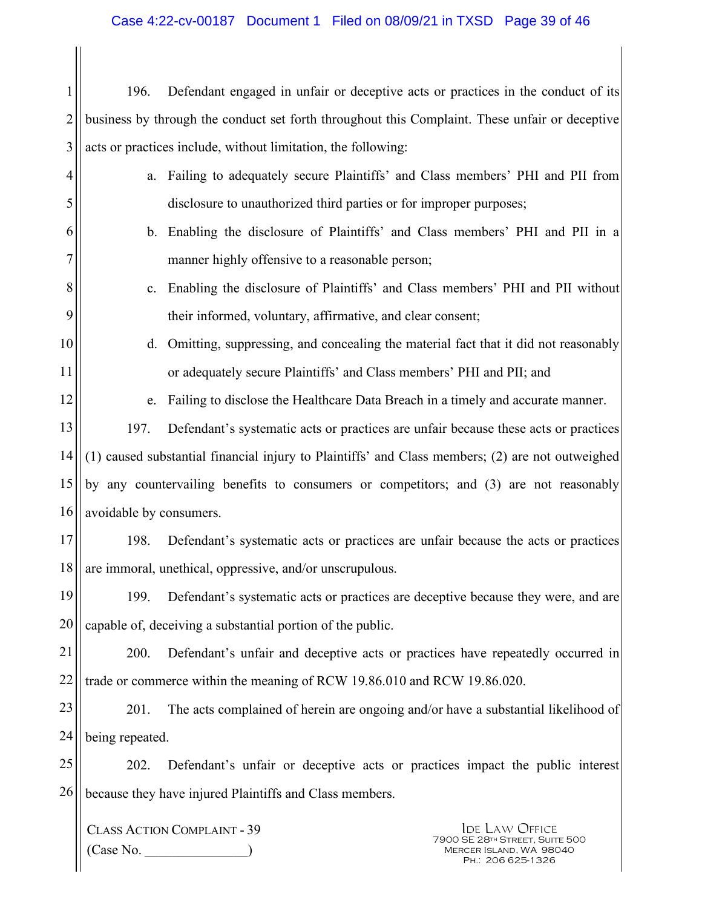196. Defendant engaged in unfair or deceptive acts or practices in the conduct of its business by through the conduct set forth throughout this Complaint. These unfair or deceptive acts or practices include, without limitation, the following:

a. Failing to adequately secure Plaintiffs' and Class members' PHI and PII from disclosure to unauthorized third parties or for improper purposes;

b. Enabling the disclosure of Plaintiffs' and Class members' PHI and PII in a manner highly offensive to a reasonable person;

c. Enabling the disclosure of Plaintiffs' and Class members' PHI and PII without their informed, voluntary, affirmative, and clear consent;

d. Omitting, suppressing, and concealing the material fact that it did not reasonably or adequately secure Plaintiffs' and Class members' PHI and PII; and

e. Failing to disclose the Healthcare Data Breach in a timely and accurate manner.

197. Defendant's systematic acts or practices are unfair because these acts or practices (1) caused substantial financial injury to Plaintiffs' and Class members; (2) are not outweighed by any countervailing benefits to consumers or competitors; and (3) are not reasonably avoidable by consumers.

198. Defendant's systematic acts or practices are unfair because the acts or practices are immoral, unethical, oppressive, and/or unscrupulous.

199. Defendant's systematic acts or practices are deceptive because they were, and are capable of, deceiving a substantial portion of the public.

200. Defendant's unfair and deceptive acts or practices have repeatedly occurred in trade or commerce within the meaning of RCW 19.86.010 and RCW 19.86.020.

201. The acts complained of herein are ongoing and/or have a substantial likelihood of being repeated.

202. Defendant's unfair or deceptive acts or practices impact the public interest because they have injured Plaintiffs and Class members.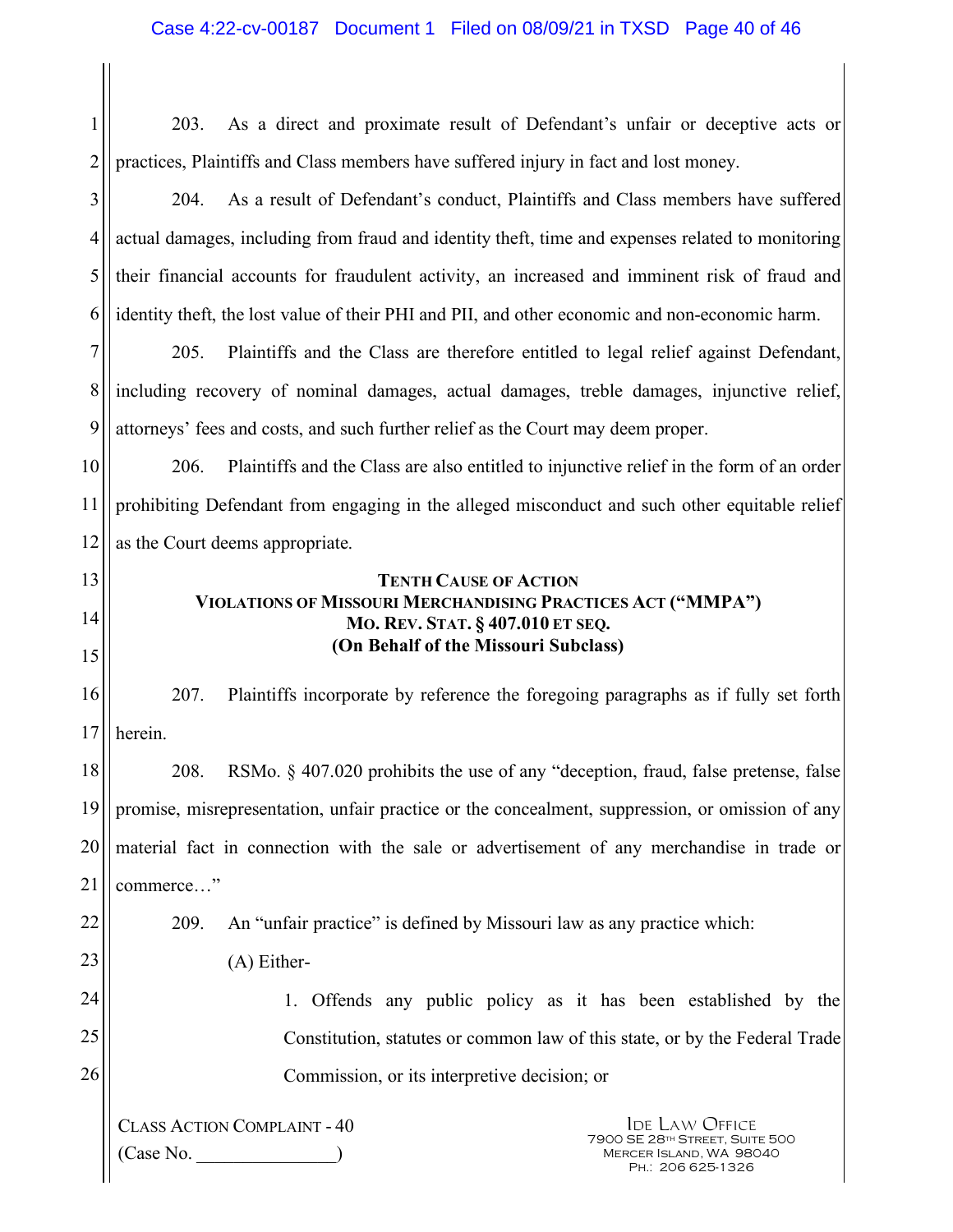203. As a direct and proximate result of Defendant's unfair or deceptive acts or practices, Plaintiffs and Class members have suffered injury in fact and lost money.

204. As a result of Defendant's conduct, Plaintiffs and Class members have suffered actual damages, including from fraud and identity theft, time and expenses related to monitoring their financial accounts for fraudulent activity, an increased and imminent risk of fraud and identity theft, the lost value of their PHI and PII, and other economic and non-economic harm.

205. Plaintiffs and the Class are therefore entitled to legal relief against Defendant, including recovery of nominal damages, actual damages, treble damages, injunctive relief, attorneys' fees and costs, and such further relief as the Court may deem proper.

206. Plaintiffs and the Class are also entitled to injunctive relief in the form of an order prohibiting Defendant from engaging in the alleged misconduct and such other equitable relief as the Court deems appropriate.

**TENTH CAUSE OF ACTION**
**VIOLATIONS OF MISSOURI MERCHANDISING PRACTICES ACT ("MMPA")**
**MO. REV. STAT. § 407.010 ET SEQ.**
**(On Behalf of the Missouri Subclass)**

207. Plaintiffs incorporate by reference the foregoing paragraphs as if fully set forth herein.

208. RSMo. § 407.020 prohibits the use of any "deception, fraud, false pretense, false promise, misrepresentation, unfair practice or the concealment, suppression, or omission of any material fact in connection with the sale or advertisement of any merchandise in trade or commerce…"

209. An "unfair practice" is defined by Missouri law as any practice which:

(A) Either-

1. Offends any public policy as it has been established by the Constitution, statutes or common law of this state, or by the Federal Trade Commission, or its interpretive decision; or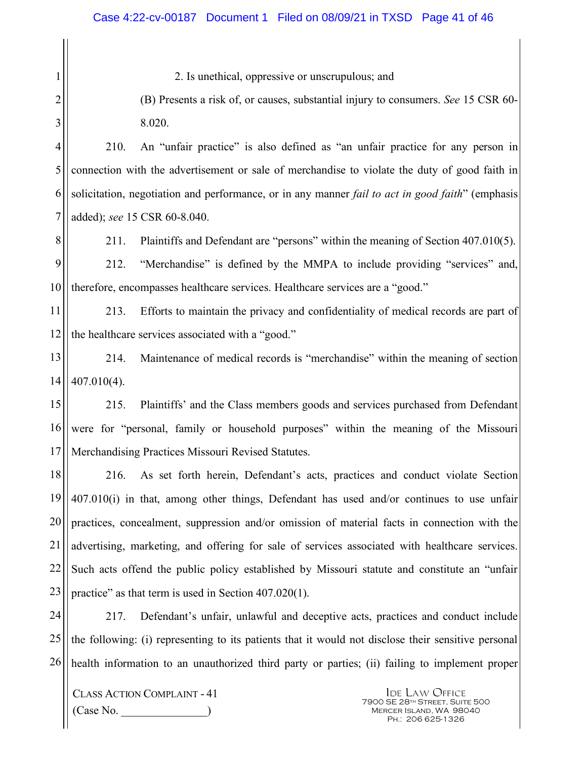2. Is unethical, oppressive or unscrupulous; and

(B) Presents a risk of, or causes, substantial injury to consumers. *See* 15 CSR 60-8.020.

210. An "unfair practice" is also defined as "an unfair practice for any person in connection with the advertisement or sale of merchandise to violate the duty of good faith in solicitation, negotiation and performance, or in any manner *fail to act in good faith*" (emphasis added); *see* 15 CSR 60-8.040.

211. Plaintiffs and Defendant are "persons" within the meaning of Section 407.010(5).

212. "Merchandise" is defined by the MMPA to include providing "services" and, therefore, encompasses healthcare services. Healthcare services are a "good."

213. Efforts to maintain the privacy and confidentiality of medical records are part of the healthcare services associated with a "good."

214. Maintenance of medical records is "merchandise" within the meaning of section 407.010(4).

215. Plaintiffs' and the Class members goods and services purchased from Defendant were for "personal, family or household purposes" within the meaning of the Missouri Merchandising Practices Missouri Revised Statutes.

216. As set forth herein, Defendant's acts, practices and conduct violate Section 407.010(i) in that, among other things, Defendant has used and/or continues to use unfair practices, concealment, suppression and/or omission of material facts in connection with the advertising, marketing, and offering for sale of services associated with healthcare services. Such acts offend the public policy established by Missouri statute and constitute an "unfair practice" as that term is used in Section 407.020(1).

217. Defendant's unfair, unlawful and deceptive acts, practices and conduct include the following: (i) representing to its patients that it would not disclose their sensitive personal health information to an unauthorized third party or parties; (ii) failing to implement proper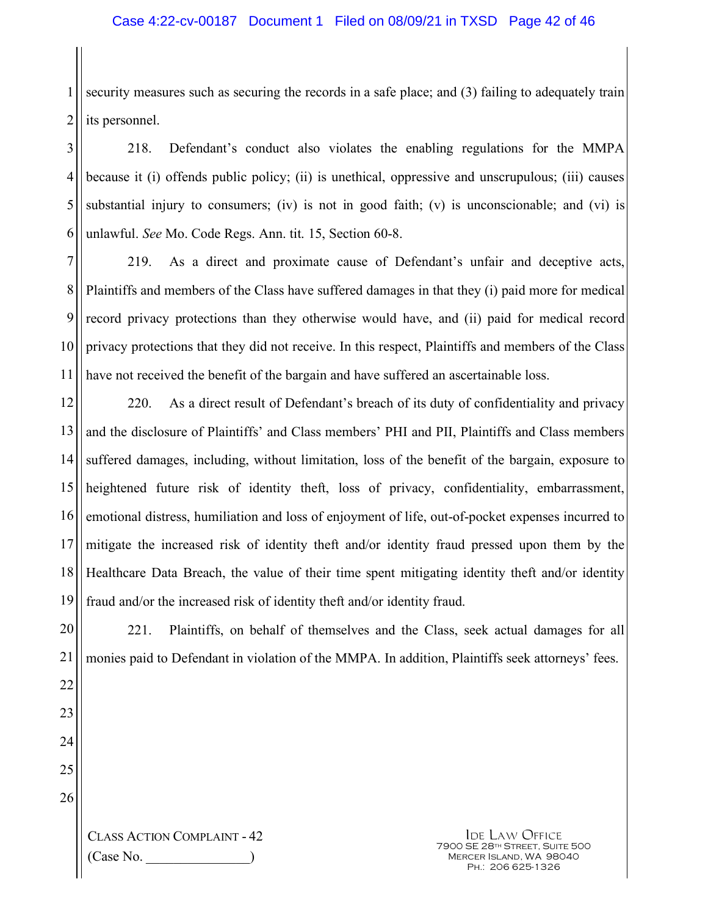security measures such as securing the records in a safe place; and (3) failing to adequately train its personnel.

218. Defendant's conduct also violates the enabling regulations for the MMPA because it (i) offends public policy; (ii) is unethical, oppressive and unscrupulous; (iii) causes substantial injury to consumers; (iv) is not in good faith; (v) is unconscionable; and (vi) is unlawful. *See* Mo. Code Regs. Ann. tit. 15, Section 60-8.

219. As a direct and proximate cause of Defendant's unfair and deceptive acts, Plaintiffs and members of the Class have suffered damages in that they (i) paid more for medical record privacy protections than they otherwise would have, and (ii) paid for medical record privacy protections that they did not receive. In this respect, Plaintiffs and members of the Class have not received the benefit of the bargain and have suffered an ascertainable loss.

220. As a direct result of Defendant's breach of its duty of confidentiality and privacy and the disclosure of Plaintiffs' and Class members' PHI and PII, Plaintiffs and Class members suffered damages, including, without limitation, loss of the benefit of the bargain, exposure to heightened future risk of identity theft, loss of privacy, confidentiality, embarrassment, emotional distress, humiliation and loss of enjoyment of life, out-of-pocket expenses incurred to mitigate the increased risk of identity theft and/or identity fraud pressed upon them by the Healthcare Data Breach, the value of their time spent mitigating identity theft and/or identity fraud and/or the increased risk of identity theft and/or identity fraud.

221. Plaintiffs, on behalf of themselves and the Class, seek actual damages for all monies paid to Defendant in violation of the MMPA. In addition, Plaintiffs seek attorneys' fees.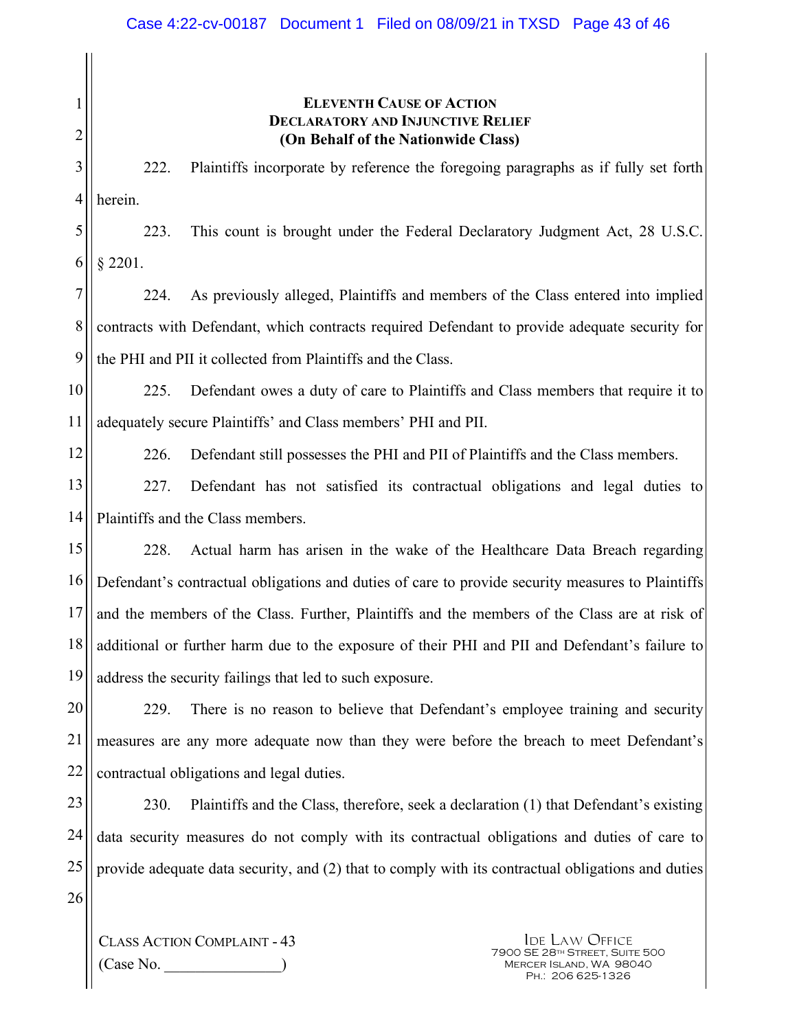**ELEVENTH CAUSE OF ACTION**
**DECLARATORY AND INJUNCTIVE RELIEF**
**(On Behalf of the Nationwide Class)**

222. Plaintiffs incorporate by reference the foregoing paragraphs as if fully set forth herein.

223. This count is brought under the Federal Declaratory Judgment Act, 28 U.S.C. § 2201.

224. As previously alleged, Plaintiffs and members of the Class entered into implied contracts with Defendant, which contracts required Defendant to provide adequate security for the PHI and PII it collected from Plaintiffs and the Class.

225. Defendant owes a duty of care to Plaintiffs and Class members that require it to adequately secure Plaintiffs' and Class members' PHI and PII.

226. Defendant still possesses the PHI and PII of Plaintiffs and the Class members.

227. Defendant has not satisfied its contractual obligations and legal duties to Plaintiffs and the Class members.

228. Actual harm has arisen in the wake of the Healthcare Data Breach regarding Defendant's contractual obligations and duties of care to provide security measures to Plaintiffs and the members of the Class. Further, Plaintiffs and the members of the Class are at risk of additional or further harm due to the exposure of their PHI and PII and Defendant's failure to address the security failings that led to such exposure.

229. There is no reason to believe that Defendant's employee training and security measures are any more adequate now than they were before the breach to meet Defendant's contractual obligations and legal duties.

230. Plaintiffs and the Class, therefore, seek a declaration (1) that Defendant's existing data security measures do not comply with its contractual obligations and duties of care to provide adequate data security, and (2) that to comply with its contractual obligations and duties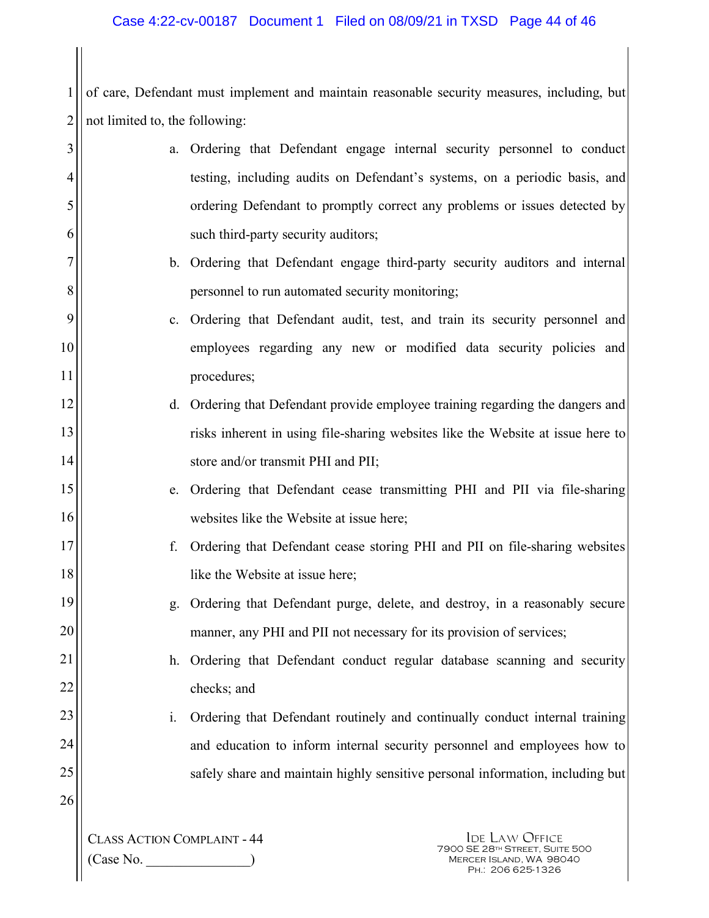of care, Defendant must implement and maintain reasonable security measures, including, but not limited to, the following:

a. Ordering that Defendant engage internal security personnel to conduct testing, including audits on Defendant's systems, on a periodic basis, and ordering Defendant to promptly correct any problems or issues detected by such third-party security auditors;

b. Ordering that Defendant engage third-party security auditors and internal personnel to run automated security monitoring;

c. Ordering that Defendant audit, test, and train its security personnel and employees regarding any new or modified data security policies and procedures;

d. Ordering that Defendant provide employee training regarding the dangers and risks inherent in using file-sharing websites like the Website at issue here to store and/or transmit PHI and PII;

e. Ordering that Defendant cease transmitting PHI and PII via file-sharing websites like the Website at issue here;

f. Ordering that Defendant cease storing PHI and PII on file-sharing websites like the Website at issue here;

g. Ordering that Defendant purge, delete, and destroy, in a reasonably secure manner, any PHI and PII not necessary for its provision of services;

h. Ordering that Defendant conduct regular database scanning and security checks; and

i. Ordering that Defendant routinely and continually conduct internal training and education to inform internal security personnel and employees how to safely share and maintain highly sensitive personal information, including but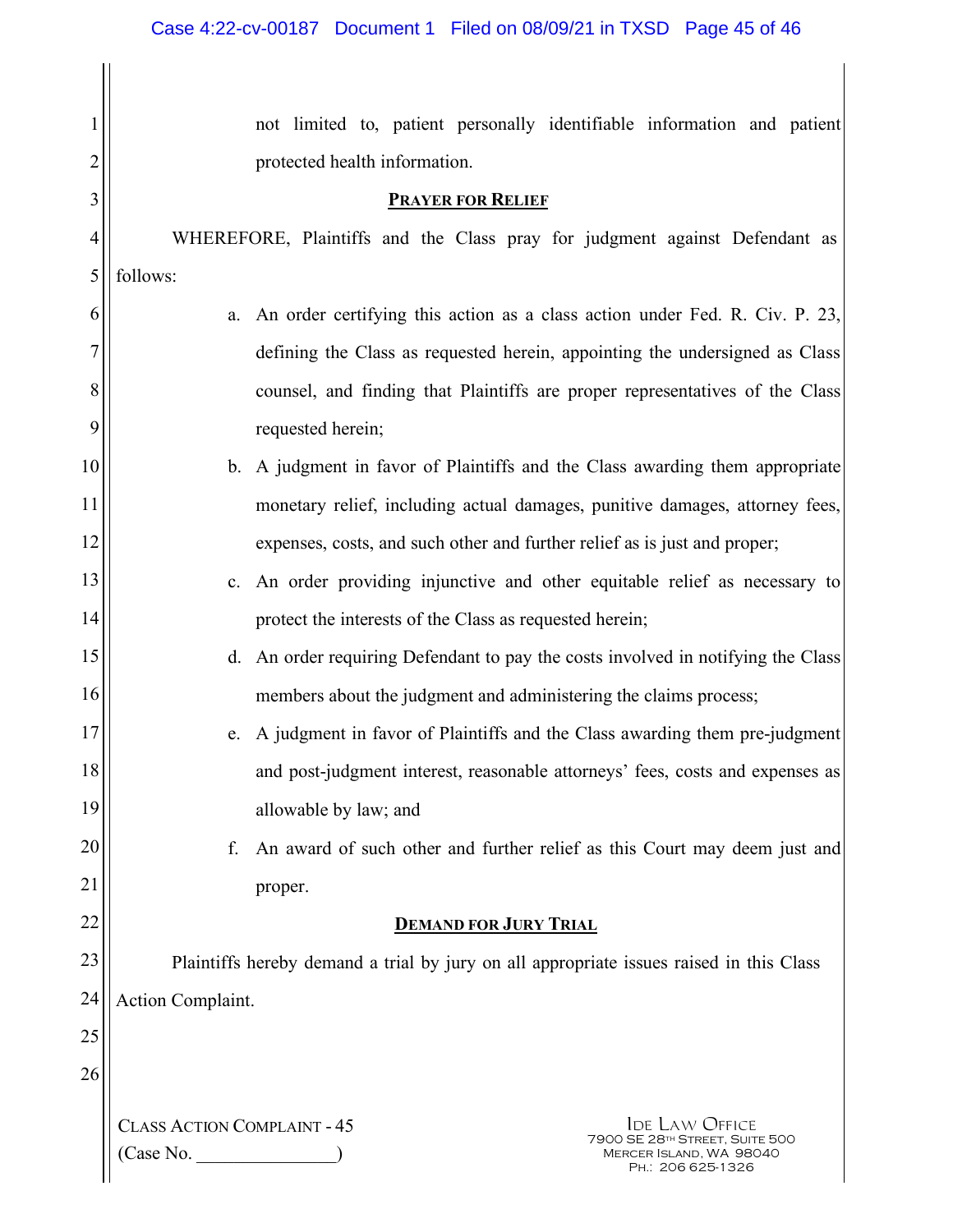not limited to, patient personally identifiable information and patient protected health information.

## PRAYER FOR RELIEF

WHEREFORE, Plaintiffs and the Class pray for judgment against Defendant as follows:

a. An order certifying this action as a class action under Fed. R. Civ. P. 23, defining the Class as requested herein, appointing the undersigned as Class counsel, and finding that Plaintiffs are proper representatives of the Class requested herein;

b. A judgment in favor of Plaintiffs and the Class awarding them appropriate monetary relief, including actual damages, punitive damages, attorney fees, expenses, costs, and such other and further relief as is just and proper;

c. An order providing injunctive and other equitable relief as necessary to protect the interests of the Class as requested herein;

d. An order requiring Defendant to pay the costs involved in notifying the Class members about the judgment and administering the claims process;

e. A judgment in favor of Plaintiffs and the Class awarding them pre-judgment and post-judgment interest, reasonable attorneys' fees, costs and expenses as allowable by law; and

f. An award of such other and further relief as this Court may deem just and proper.

## DEMAND FOR JURY TRIAL

Plaintiffs hereby demand a trial by jury on all appropriate issues raised in this Class Action Complaint.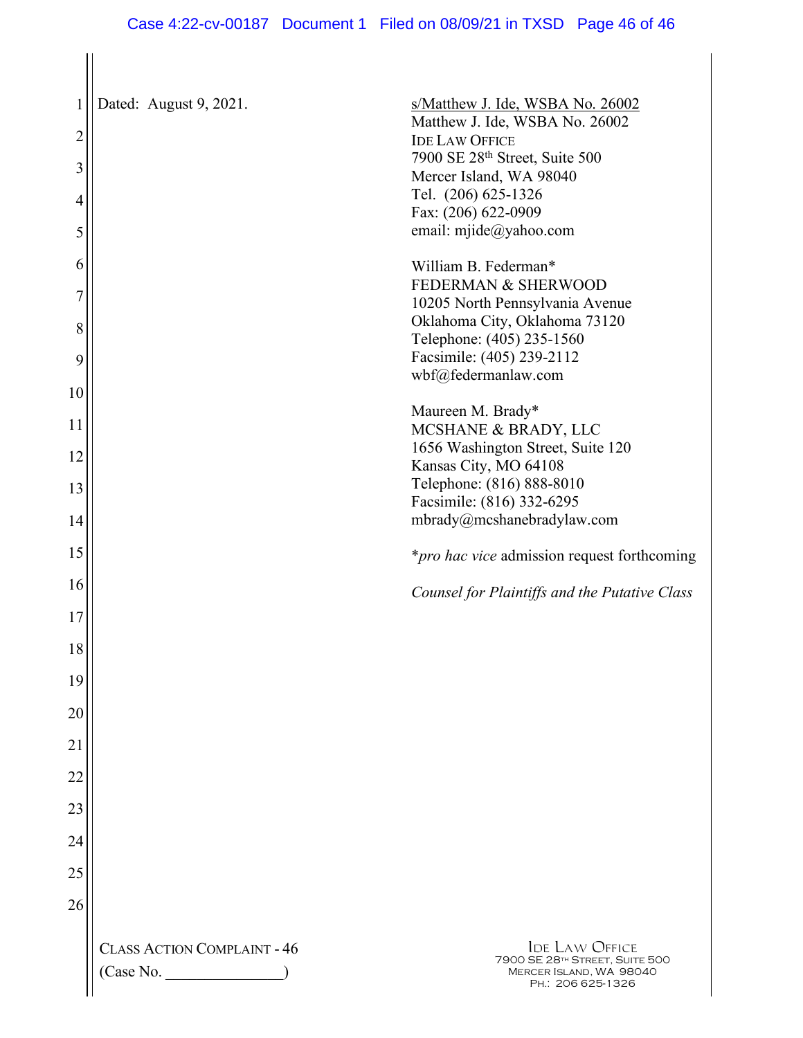Dated: August 9, 2021.

s/Matthew J. Ide, WSBA No. 26002
Matthew J. Ide, WSBA No. 26002
IDE LAW OFFICE
7900 SE 28th Street, Suite 500
Mercer Island, WA 98040
Tel. (206) 625-1326
Fax: (206) 622-0909
email: mjide@yahoo.com

William B. Federman*
FEDERMAN & SHERWOOD
10205 North Pennsylvania Avenue
Oklahoma City, Oklahoma 73120
Telephone: (405) 235-1560
Facsimile: (405) 239-2112
wbf@federmanlaw.com

Maureen M. Brady*
MCSHANE & BRADY, LLC
1656 Washington Street, Suite 120
Kansas City, MO 64108
Telephone: (816) 888-8010
Facsimile: (816) 332-6295
mbrady@mcshanebradylaw.com

**pro hac vice* admission request forthcoming

*Counsel for Plaintiffs and the Putative Class*